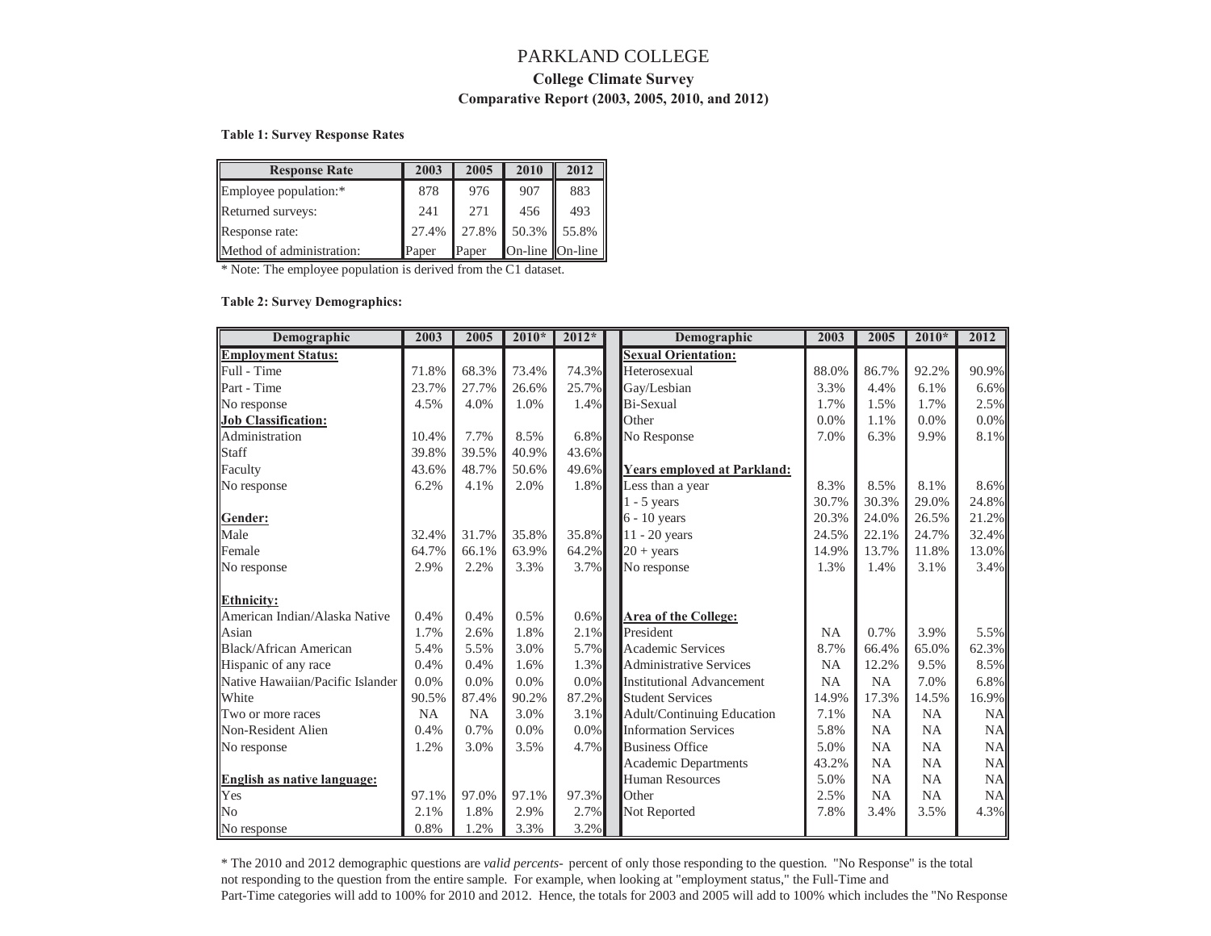# PARKLAND COLLEGE

## College Climate Survey

### Comparative Report (2003, 2005, 2010, and 2012)

**Table 1: Survey Response Rates**

| Response Rate | 2003 | 2005 | 2010 | 2012 |
|---|---|---|---|---|
| Employee population:* | 878 | 976 | 907 | 883 |
| Returned surveys: | 241 | 271 | 456 | 493 |
| Response rate: | 27.4% | 27.8% | 50.3% | 55.8% |
| Method of administration: | Paper | Paper | On-line | On-line |

* Note: The employee population is derived from the C1 dataset.

**Table 2: Survey Demographics:**

| Demographic | 2003 | 2005 | 2010* | 2012* |
|---|---|---|---|---|
| **Employment Status:** | | | | |
| Full - Time | 71.8% | 68.3% | 73.4% | 74.3% |
| Part - Time | 23.7% | 27.7% | 26.6% | 25.7% |
| No response | 4.5% | 4.0% | 1.0% | 1.4% |
| **Job Classification:** | | | | |
| Administration | 10.4% | 7.7% | 8.5% | 6.8% |
| Staff | 39.8% | 39.5% | 40.9% | 43.6% |
| Faculty | 43.6% | 48.7% | 50.6% | 49.6% |
| No response | 6.2% | 4.1% | 2.0% | 1.8% |
| **Gender:** | | | | |
| Male | 32.4% | 31.7% | 35.8% | 35.8% |
| Female | 64.7% | 66.1% | 63.9% | 64.2% |
| No response | 2.9% | 2.2% | 3.3% | 3.7% |
| **Ethnicity:** | | | | |
| American Indian/Alaska Native | 0.4% | 0.4% | 0.5% | 0.6% |
| Asian | 1.7% | 2.6% | 1.8% | 2.1% |
| Black/African American | 5.4% | 5.5% | 3.0% | 5.7% |
| Hispanic of any race | 0.4% | 0.4% | 1.6% | 1.3% |
| Native Hawaiian/Pacific Islander | 0.0% | 0.0% | 0.0% | 0.0% |
| White | 90.5% | 87.4% | 90.2% | 87.2% |
| Two or more races | NA | NA | 3.0% | 3.1% |
| Non-Resident Alien | 0.4% | 0.7% | 0.0% | 0.0% |
| No response | 1.2% | 3.0% | 3.5% | 4.7% |
| **English as native language:** | | | | |
| Yes | 97.1% | 97.0% | 97.1% | 97.3% |
| No | 2.1% | 1.8% | 2.9% | 2.7% |
| No response | 0.8% | 1.2% | 3.3% | 3.2% |

| Demographic | 2003 | 2005 | 2010* | 2012 |
|---|---|---|---|---|
| **Sexual Orientation:** | | | | |
| Heterosexual | 88.0% | 86.7% | 92.2% | 90.9% |
| Gay/Lesbian | 3.3% | 4.4% | 6.1% | 6.6% |
| Bi-Sexual | 1.7% | 1.5% | 1.7% | 2.5% |
| Other | 0.0% | 1.1% | 0.0% | 0.0% |
| No Response | 7.0% | 6.3% | 9.9% | 8.1% |
| **Years employed at Parkland:** | | | | |
| Less than a year | 8.3% | 8.5% | 8.1% | 8.6% |
| 1 - 5 years | 30.7% | 30.3% | 29.0% | 24.8% |
| 6 - 10 years | 20.3% | 24.0% | 26.5% | 21.2% |
| 11 - 20 years | 24.5% | 22.1% | 24.7% | 32.4% |
| 20 + years | 14.9% | 13.7% | 11.8% | 13.0% |
| No response | 1.3% | 1.4% | 3.1% | 3.4% |
| **Area of the College:** | | | | |
| President | NA | 0.7% | 3.9% | 5.5% |
| Academic Services | 8.7% | 66.4% | 65.0% | 62.3% |
| Administrative Services | NA | 12.2% | 9.5% | 8.5% |
| Institutional Advancement | NA | NA | 7.0% | 6.8% |
| Student Services | 14.9% | 17.3% | 14.5% | 16.9% |
| Adult/Continuing Education | 7.1% | NA | NA | NA |
| Information Services | 5.8% | NA | NA | NA |
| Business Office | 5.0% | NA | NA | NA |
| Academic Departments | 43.2% | NA | NA | NA |
| Human Resources | 5.0% | NA | NA | NA |
| Other | 2.5% | NA | NA | NA |
| Not Reported | 7.8% | 3.4% | 3.5% | 4.3% |

* The 2010 and 2012 demographic questions are *valid percents*- percent of only those responding to the question. "No Response" is the total not responding to the question from the entire sample. For example, when looking at "employment status," the Full-Time and Part-Time categories will add to 100% for 2010 and 2012. Hence, the totals for 2003 and 2005 will add to 100% which includes the "No Response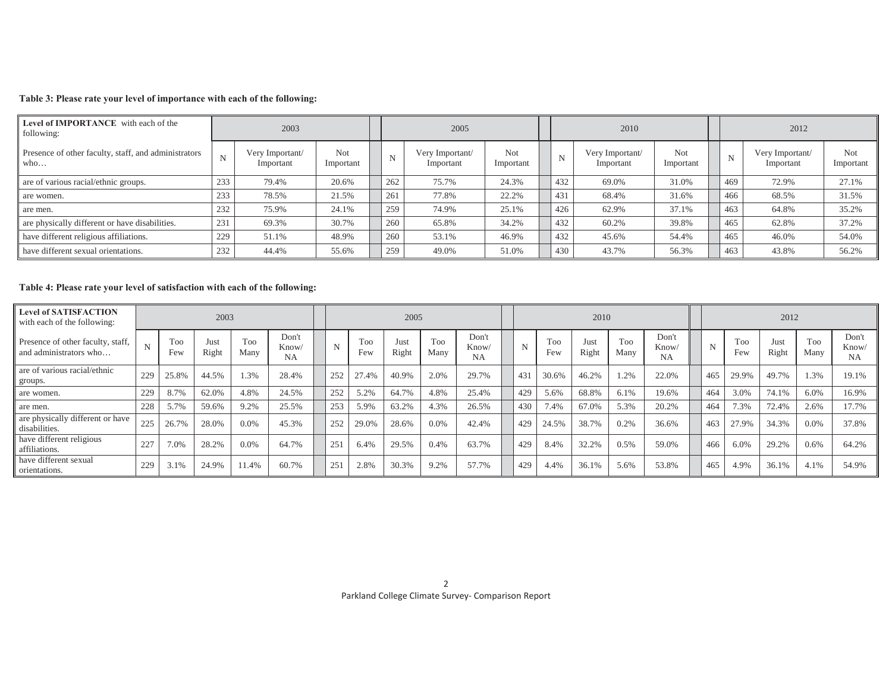**Table 3: Please rate your level of importance with each of the following:**

| **Level of IMPORTANCE** with each of the following: | 2003 | | | 2005 | | | 2010 | | | 2012 | | |
|---|---|---|---|---|---|---|---|---|---|---|---|---|
| Presence of other faculty, staff, and administrators who… | N | Very Important/ Important | Not Important | N | Very Important/ Important | Not Important | N | Very Important/ Important | Not Important | N | Very Important/ Important | Not Important |
| are of various racial/ethnic groups. | 233 | 79.4% | 20.6% | 262 | 75.7% | 24.3% | 432 | 69.0% | 31.0% | 469 | 72.9% | 27.1% |
| are women. | 233 | 78.5% | 21.5% | 261 | 77.8% | 22.2% | 431 | 68.4% | 31.6% | 466 | 68.5% | 31.5% |
| are men. | 232 | 75.9% | 24.1% | 259 | 74.9% | 25.1% | 426 | 62.9% | 37.1% | 463 | 64.8% | 35.2% |
| are physically different or have disabilities. | 231 | 69.3% | 30.7% | 260 | 65.8% | 34.2% | 432 | 60.2% | 39.8% | 465 | 62.8% | 37.2% |
| have different religious affiliations. | 229 | 51.1% | 48.9% | 260 | 53.1% | 46.9% | 432 | 45.6% | 54.4% | 465 | 46.0% | 54.0% |
| have different sexual orientations. | 232 | 44.4% | 55.6% | 259 | 49.0% | 51.0% | 430 | 43.7% | 56.3% | 463 | 43.8% | 56.2% |

**Table 4: Please rate your level of satisfaction with each of the following:**

| **Level of SATISFACTION** with each of the following: | 2003 | | | | | 2005 | | | | | 2010 | | | | | 2012 | | | | |
|---|---|---|---|---|---|---|---|---|---|---|---|---|---|---|---|---|---|---|---|---|
| Presence of other faculty, staff, and administrators who… | N | Too Few | Just Right | Too Many | Don't Know/ NA | N | Too Few | Just Right | Too Many | Don't Know/ NA | N | Too Few | Just Right | Too Many | Don't Know/ NA | N | Too Few | Just Right | Too Many | Don't Know/ NA |
| are of various racial/ethnic groups. | 229 | 25.8% | 44.5% | 1.3% | 28.4% | 252 | 27.4% | 40.9% | 2.0% | 29.7% | 431 | 30.6% | 46.2% | 1.2% | 22.0% | 465 | 29.9% | 49.7% | 1.3% | 19.1% |
| are women. | 229 | 8.7% | 62.0% | 4.8% | 24.5% | 252 | 5.2% | 64.7% | 4.8% | 25.4% | 429 | 5.6% | 68.8% | 6.1% | 19.6% | 464 | 3.0% | 74.1% | 6.0% | 16.9% |
| are men. | 228 | 5.7% | 59.6% | 9.2% | 25.5% | 253 | 5.9% | 63.2% | 4.3% | 26.5% | 430 | 7.4% | 67.0% | 5.3% | 20.2% | 464 | 7.3% | 72.4% | 2.6% | 17.7% |
| are physically different or have disabilities. | 225 | 26.7% | 28.0% | 0.0% | 45.3% | 252 | 29.0% | 28.6% | 0.0% | 42.4% | 429 | 24.5% | 38.7% | 0.2% | 36.6% | 463 | 27.9% | 34.3% | 0.0% | 37.8% |
| have different religious affiliations. | 227 | 7.0% | 28.2% | 0.0% | 64.7% | 251 | 6.4% | 29.5% | 0.4% | 63.7% | 429 | 8.4% | 32.2% | 0.5% | 59.0% | 466 | 6.0% | 29.2% | 0.6% | 64.2% |
| have different sexual orientations. | 229 | 3.1% | 24.9% | 11.4% | 60.7% | 251 | 2.8% | 30.3% | 9.2% | 57.7% | 429 | 4.4% | 36.1% | 5.6% | 53.8% | 465 | 4.9% | 36.1% | 4.1% | 54.9% |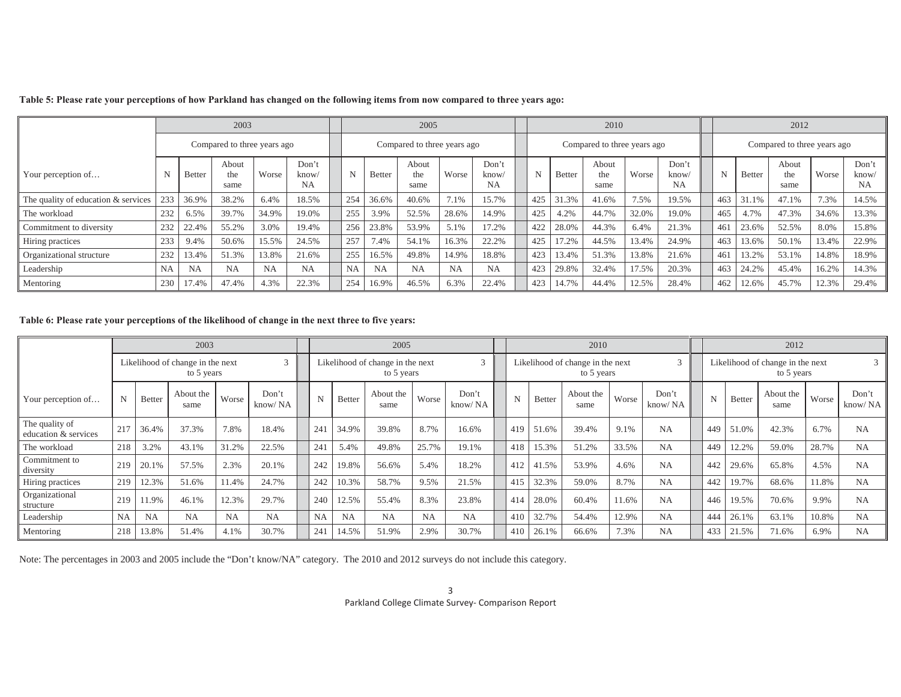**Table 5: Please rate your perceptions of how Parkland has changed on the following items from now compared to three years ago:**

| | 2003 | | | | | 2005 | | | | | 2010 | | | | | 2012 | | | | |
|---|---|---|---|---|---|---|---|---|---|---|---|---|---|---|---|---|---|---|---|---|
| | Compared to three years ago | | | | | Compared to three years ago | | | | | Compared to three years ago | | | | | Compared to three years ago | | | | |
| Your perception of… | N | Better | About the same | Worse | Don't know/ NA | N | Better | About the same | Worse | Don't know/ NA | N | Better | About the same | Worse | Don't know/ NA | N | Better | About the same | Worse | Don't know/ NA |
| The quality of education & services | 233 | 36.9% | 38.2% | 6.4% | 18.5% | 254 | 36.6% | 40.6% | 7.1% | 15.7% | 425 | 31.3% | 41.6% | 7.5% | 19.5% | 463 | 31.1% | 47.1% | 7.3% | 14.5% |
| The workload | 232 | 6.5% | 39.7% | 34.9% | 19.0% | 255 | 3.9% | 52.5% | 28.6% | 14.9% | 425 | 4.2% | 44.7% | 32.0% | 19.0% | 465 | 4.7% | 47.3% | 34.6% | 13.3% |
| Commitment to diversity | 232 | 22.4% | 55.2% | 3.0% | 19.4% | 256 | 23.8% | 53.9% | 5.1% | 17.2% | 422 | 28.0% | 44.3% | 6.4% | 21.3% | 461 | 23.6% | 52.5% | 8.0% | 15.8% |
| Hiring practices | 233 | 9.4% | 50.6% | 15.5% | 24.5% | 257 | 7.4% | 54.1% | 16.3% | 22.2% | 425 | 17.2% | 44.5% | 13.4% | 24.9% | 463 | 13.6% | 50.1% | 13.4% | 22.9% |
| Organizational structure | 232 | 13.4% | 51.3% | 13.8% | 21.6% | 255 | 16.5% | 49.8% | 14.9% | 18.8% | 423 | 13.4% | 51.3% | 13.8% | 21.6% | 461 | 13.2% | 53.1% | 14.8% | 18.9% |
| Leadership | NA | NA | NA | NA | NA | NA | NA | NA | NA | NA | 423 | 29.8% | 32.4% | 17.5% | 20.3% | 463 | 24.2% | 45.4% | 16.2% | 14.3% |
| Mentoring | 230 | 17.4% | 47.4% | 4.3% | 22.3% | 254 | 16.9% | 46.5% | 6.3% | 22.4% | 423 | 14.7% | 44.4% | 12.5% | 28.4% | 462 | 12.6% | 45.7% | 12.3% | 29.4% |

**Table 6: Please rate your perceptions of the likelihood of change in the next three to five years:**

| | 2003 | | | | | 2005 | | | | | 2010 | | | | | 2012 | | | | |
|---|---|---|---|---|---|---|---|---|---|---|---|---|---|---|---|---|---|---|---|---|
| | Likelihood of change in the next 3 to 5 years | | | | | Likelihood of change in the next 3 to 5 years | | | | | Likelihood of change in the next 3 to 5 years | | | | | Likelihood of change in the next 3 to 5 years | | | | |
| Your perception of… | N | Better | About the same | Worse | Don't know/ NA | N | Better | About the same | Worse | Don't know/ NA | N | Better | About the same | Worse | Don't know/ NA | N | Better | About the same | Worse | Don't know/ NA |
| The quality of education & services | 217 | 36.4% | 37.3% | 7.8% | 18.4% | 241 | 34.9% | 39.8% | 8.7% | 16.6% | 419 | 51.6% | 39.4% | 9.1% | NA | 449 | 51.0% | 42.3% | 6.7% | NA |
| The workload | 218 | 3.2% | 43.1% | 31.2% | 22.5% | 241 | 5.4% | 49.8% | 25.7% | 19.1% | 418 | 15.3% | 51.2% | 33.5% | NA | 449 | 12.2% | 59.0% | 28.7% | NA |
| Commitment to diversity | 219 | 20.1% | 57.5% | 2.3% | 20.1% | 242 | 19.8% | 56.6% | 5.4% | 18.2% | 412 | 41.5% | 53.9% | 4.6% | NA | 442 | 29.6% | 65.8% | 4.5% | NA |
| Hiring practices | 219 | 12.3% | 51.6% | 11.4% | 24.7% | 242 | 10.3% | 58.7% | 9.5% | 21.5% | 415 | 32.3% | 59.0% | 8.7% | NA | 442 | 19.7% | 68.6% | 11.8% | NA |
| Organizational structure | 219 | 11.9% | 46.1% | 12.3% | 29.7% | 240 | 12.5% | 55.4% | 8.3% | 23.8% | 414 | 28.0% | 60.4% | 11.6% | NA | 446 | 19.5% | 70.6% | 9.9% | NA |
| Leadership | NA | NA | NA | NA | NA | NA | NA | NA | NA | NA | 410 | 32.7% | 54.4% | 12.9% | NA | 444 | 26.1% | 63.1% | 10.8% | NA |
| Mentoring | 218 | 13.8% | 51.4% | 4.1% | 30.7% | 241 | 14.5% | 51.9% | 2.9% | 30.7% | 410 | 26.1% | 66.6% | 7.3% | NA | 433 | 21.5% | 71.6% | 6.9% | NA |

Note: The percentages in 2003 and 2005 include the "Don't know/NA" category. The 2010 and 2012 surveys do not include this category.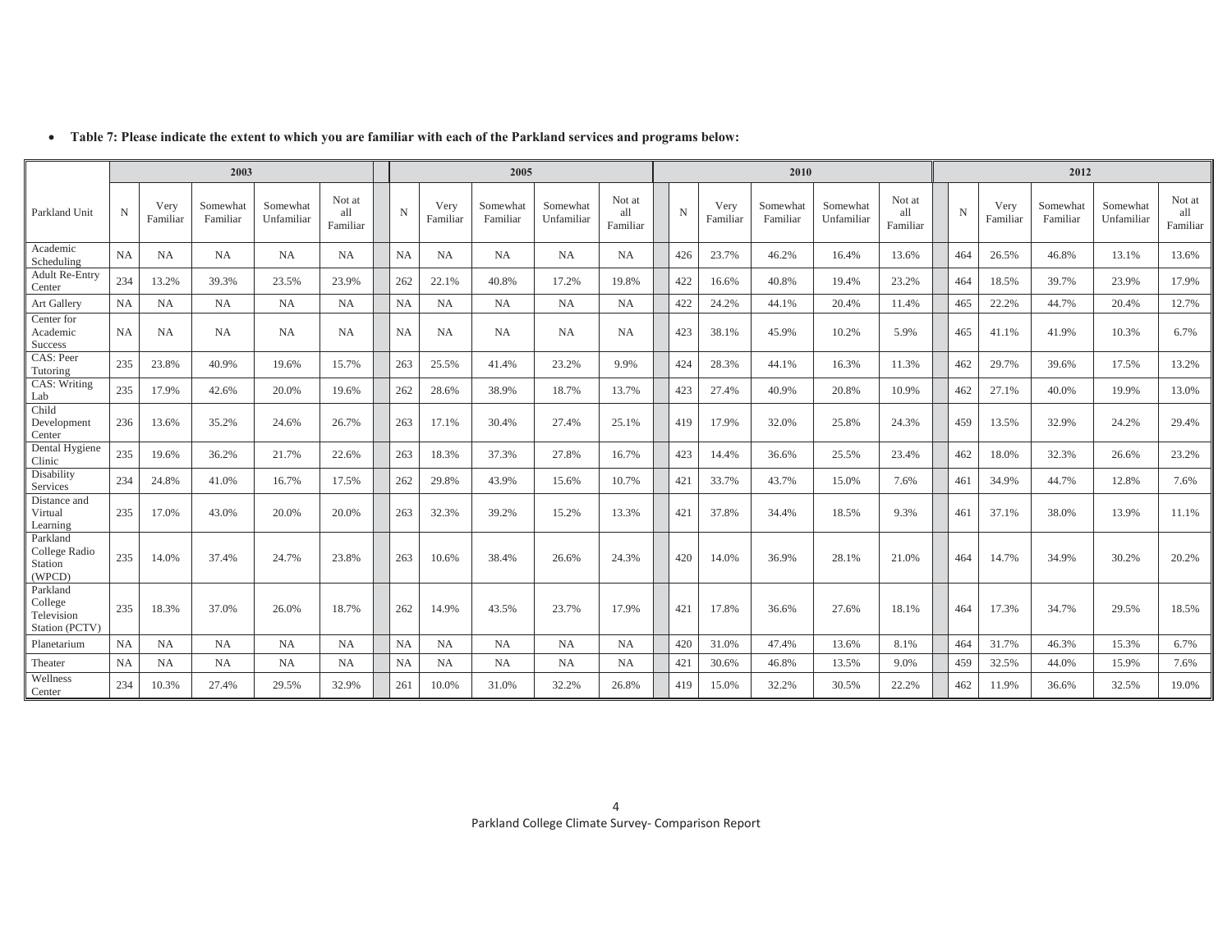- **Table 7: Please indicate the extent to which you are familiar with each of the Parkland services and programs below:**

| Parkland Unit | 2003 | | | | | 2005 | | | | | 2010 | | | | | 2012 | | | | |
|---|---|---|---|---|---|---|---|---|---|---|---|---|---|---|---|---|---|---|---|---|
| | N | Very Familiar | Somewhat Familiar | Somewhat Unfamiliar | Not at all Familiar | N | Very Familiar | Somewhat Familiar | Somewhat Unfamiliar | Not at all Familiar | N | Very Familiar | Somewhat Familiar | Somewhat Unfamiliar | Not at all Familiar | N | Very Familiar | Somewhat Familiar | Somewhat Unfamiliar | Not at all Familiar |
| Academic Scheduling | NA | NA | NA | NA | NA | NA | NA | NA | NA | NA | 426 | 23.7% | 46.2% | 16.4% | 13.6% | 464 | 26.5% | 46.8% | 13.1% | 13.6% |
| Adult Re-Entry Center | 234 | 13.2% | 39.3% | 23.5% | 23.9% | 262 | 22.1% | 40.8% | 17.2% | 19.8% | 422 | 16.6% | 40.8% | 19.4% | 23.2% | 464 | 18.5% | 39.7% | 23.9% | 17.9% |
| Art Gallery | NA | NA | NA | NA | NA | NA | NA | NA | NA | NA | 422 | 24.2% | 44.1% | 20.4% | 11.4% | 465 | 22.2% | 44.7% | 20.4% | 12.7% |
| Center for Academic Success | NA | NA | NA | NA | NA | NA | NA | NA | NA | NA | 423 | 38.1% | 45.9% | 10.2% | 5.9% | 465 | 41.1% | 41.9% | 10.3% | 6.7% |
| CAS: Peer Tutoring | 235 | 23.8% | 40.9% | 19.6% | 15.7% | 263 | 25.5% | 41.4% | 23.2% | 9.9% | 424 | 28.3% | 44.1% | 16.3% | 11.3% | 462 | 29.7% | 39.6% | 17.5% | 13.2% |
| CAS: Writing Lab | 235 | 17.9% | 42.6% | 20.0% | 19.6% | 262 | 28.6% | 38.9% | 18.7% | 13.7% | 423 | 27.4% | 40.9% | 20.8% | 10.9% | 462 | 27.1% | 40.0% | 19.9% | 13.0% |
| Child Development Center | 236 | 13.6% | 35.2% | 24.6% | 26.7% | 263 | 17.1% | 30.4% | 27.4% | 25.1% | 419 | 17.9% | 32.0% | 25.8% | 24.3% | 459 | 13.5% | 32.9% | 24.2% | 29.4% |
| Dental Hygiene Clinic | 235 | 19.6% | 36.2% | 21.7% | 22.6% | 263 | 18.3% | 37.3% | 27.8% | 16.7% | 423 | 14.4% | 36.6% | 25.5% | 23.4% | 462 | 18.0% | 32.3% | 26.6% | 23.2% |
| Disability Services | 234 | 24.8% | 41.0% | 16.7% | 17.5% | 262 | 29.8% | 43.9% | 15.6% | 10.7% | 421 | 33.7% | 43.7% | 15.0% | 7.6% | 461 | 34.9% | 44.7% | 12.8% | 7.6% |
| Distance and Virtual Learning | 235 | 17.0% | 43.0% | 20.0% | 20.0% | 263 | 32.3% | 39.2% | 15.2% | 13.3% | 421 | 37.8% | 34.4% | 18.5% | 9.3% | 461 | 37.1% | 38.0% | 13.9% | 11.1% |
| Parkland College Radio Station (WPCD) | 235 | 14.0% | 37.4% | 24.7% | 23.8% | 263 | 10.6% | 38.4% | 26.6% | 24.3% | 420 | 14.0% | 36.9% | 28.1% | 21.0% | 464 | 14.7% | 34.9% | 30.2% | 20.2% |
| Parkland College Television Station (PCTV) | 235 | 18.3% | 37.0% | 26.0% | 18.7% | 262 | 14.9% | 43.5% | 23.7% | 17.9% | 421 | 17.8% | 36.6% | 27.6% | 18.1% | 464 | 17.3% | 34.7% | 29.5% | 18.5% |
| Planetarium | NA | NA | NA | NA | NA | NA | NA | NA | NA | NA | 420 | 31.0% | 47.4% | 13.6% | 8.1% | 464 | 31.7% | 46.3% | 15.3% | 6.7% |
| Theater | NA | NA | NA | NA | NA | NA | NA | NA | NA | NA | 421 | 30.6% | 46.8% | 13.5% | 9.0% | 459 | 32.5% | 44.0% | 15.9% | 7.6% |
| Wellness Center | 234 | 10.3% | 27.4% | 29.5% | 32.9% | 261 | 10.0% | 31.0% | 32.2% | 26.8% | 419 | 15.0% | 32.2% | 30.5% | 22.2% | 462 | 11.9% | 36.6% | 32.5% | 19.0% |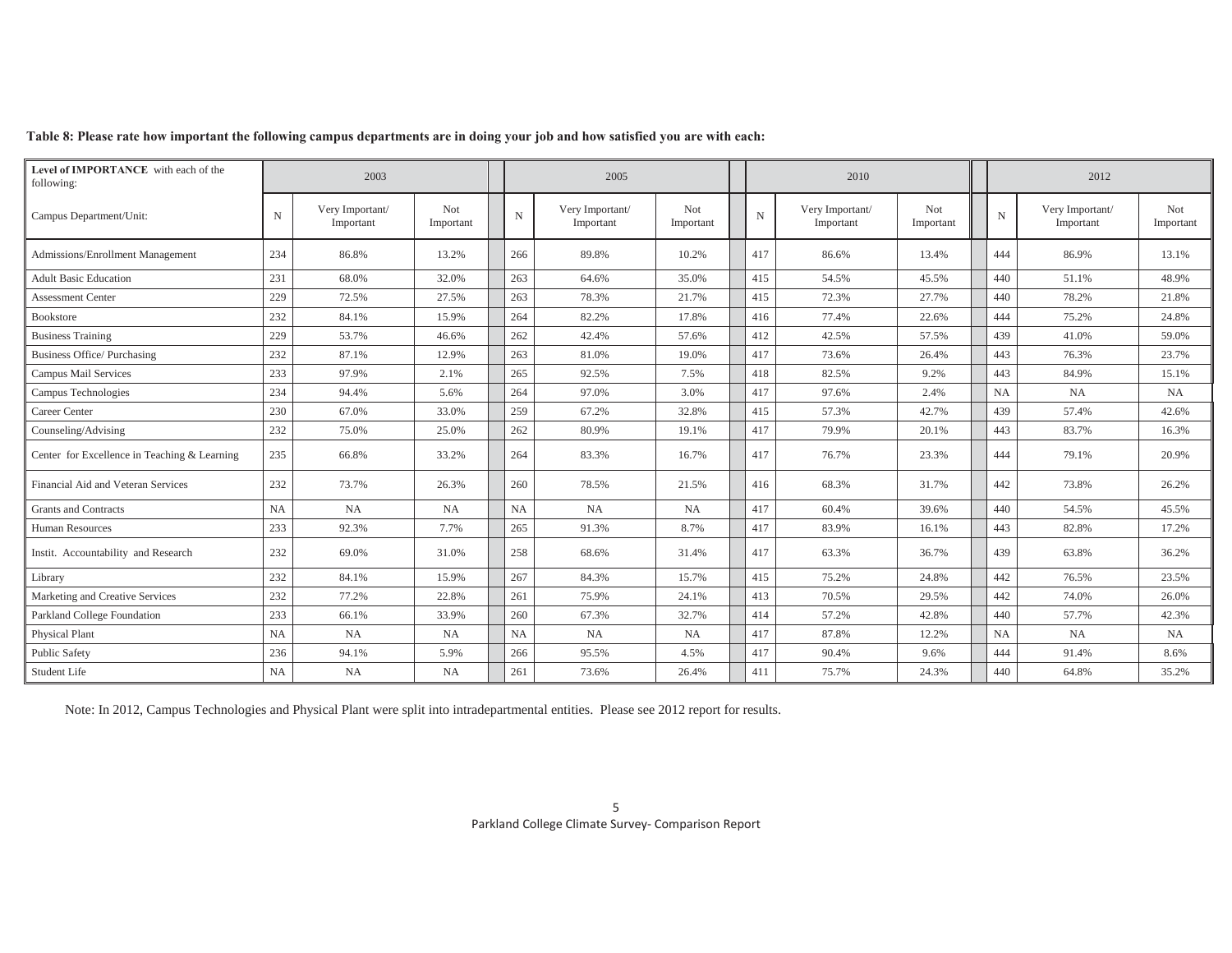**Table 8: Please rate how important the following campus departments are in doing your job and how satisfied you are with each:**

| **Level of IMPORTANCE** with each of the following: | 2003 | | | 2005 | | | 2010 | | | 2012 | | |
|---|---|---|---|---|---|---|---|---|---|---|---|---|
| Campus Department/Unit: | N | Very Important/ Important | Not Important | N | Very Important/ Important | Not Important | N | Very Important/ Important | Not Important | N | Very Important/ Important | Not Important |
| Admissions/Enrollment Management | 234 | 86.8% | 13.2% | 266 | 89.8% | 10.2% | 417 | 86.6% | 13.4% | 444 | 86.9% | 13.1% |
| Adult Basic Education | 231 | 68.0% | 32.0% | 263 | 64.6% | 35.0% | 415 | 54.5% | 45.5% | 440 | 51.1% | 48.9% |
| Assessment Center | 229 | 72.5% | 27.5% | 263 | 78.3% | 21.7% | 415 | 72.3% | 27.7% | 440 | 78.2% | 21.8% |
| Bookstore | 232 | 84.1% | 15.9% | 264 | 82.2% | 17.8% | 416 | 77.4% | 22.6% | 444 | 75.2% | 24.8% |
| Business Training | 229 | 53.7% | 46.6% | 262 | 42.4% | 57.6% | 412 | 42.5% | 57.5% | 439 | 41.0% | 59.0% |
| Business Office/ Purchasing | 232 | 87.1% | 12.9% | 263 | 81.0% | 19.0% | 417 | 73.6% | 26.4% | 443 | 76.3% | 23.7% |
| Campus Mail Services | 233 | 97.9% | 2.1% | 265 | 92.5% | 7.5% | 418 | 82.5% | 9.2% | 443 | 84.9% | 15.1% |
| Campus Technologies | 234 | 94.4% | 5.6% | 264 | 97.0% | 3.0% | 417 | 97.6% | 2.4% | NA | NA | NA |
| Career Center | 230 | 67.0% | 33.0% | 259 | 67.2% | 32.8% | 415 | 57.3% | 42.7% | 439 | 57.4% | 42.6% |
| Counseling/Advising | 232 | 75.0% | 25.0% | 262 | 80.9% | 19.1% | 417 | 79.9% | 20.1% | 443 | 83.7% | 16.3% |
| Center for Excellence in Teaching & Learning | 235 | 66.8% | 33.2% | 264 | 83.3% | 16.7% | 417 | 76.7% | 23.3% | 444 | 79.1% | 20.9% |
| Financial Aid and Veteran Services | 232 | 73.7% | 26.3% | 260 | 78.5% | 21.5% | 416 | 68.3% | 31.7% | 442 | 73.8% | 26.2% |
| Grants and Contracts | NA | NA | NA | NA | NA | NA | 417 | 60.4% | 39.6% | 440 | 54.5% | 45.5% |
| Human Resources | 233 | 92.3% | 7.7% | 265 | 91.3% | 8.7% | 417 | 83.9% | 16.1% | 443 | 82.8% | 17.2% |
| Instit. Accountability and Research | 232 | 69.0% | 31.0% | 258 | 68.6% | 31.4% | 417 | 63.3% | 36.7% | 439 | 63.8% | 36.2% |
| Library | 232 | 84.1% | 15.9% | 267 | 84.3% | 15.7% | 415 | 75.2% | 24.8% | 442 | 76.5% | 23.5% |
| Marketing and Creative Services | 232 | 77.2% | 22.8% | 261 | 75.9% | 24.1% | 413 | 70.5% | 29.5% | 442 | 74.0% | 26.0% |
| Parkland College Foundation | 233 | 66.1% | 33.9% | 260 | 67.3% | 32.7% | 414 | 57.2% | 42.8% | 440 | 57.7% | 42.3% |
| Physical Plant | NA | NA | NA | NA | NA | NA | 417 | 87.8% | 12.2% | NA | NA | NA |
| Public Safety | 236 | 94.1% | 5.9% | 266 | 95.5% | 4.5% | 417 | 90.4% | 9.6% | 444 | 91.4% | 8.6% |
| Student Life | NA | NA | NA | 261 | 73.6% | 26.4% | 411 | 75.7% | 24.3% | 440 | 64.8% | 35.2% |

Note: In 2012, Campus Technologies and Physical Plant were split into intradepartmental entities. Please see 2012 report for results.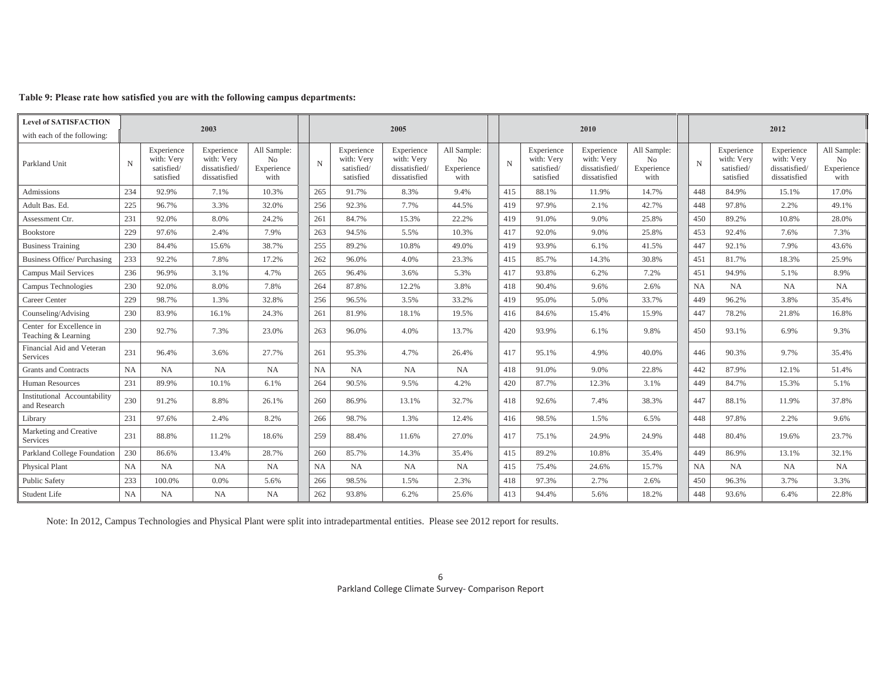**Table 9: Please rate how satisfied you are with the following campus departments:**

| Level of SATISFACTION with each of the following: | 2003 | | | | 2005 | | | | 2010 | | | | 2012 | | | |
|---|---|---|---|---|---|---|---|---|---|---|---|---|---|---|---|---|
| Parkland Unit | N | Experience with: Very satisfied/ satisfied | Experience with: Very dissatisfied/ dissatisfied | All Sample: No Experience with | N | Experience with: Very satisfied/ satisfied | Experience with: Very dissatisfied/ dissatisfied | All Sample: No Experience with | N | Experience with: Very satisfied/ satisfied | Experience with: Very dissatisfied/ dissatisfied | All Sample: No Experience with | N | Experience with: Very satisfied/ satisfied | Experience with: Very dissatisfied/ dissatisfied | All Sample: No Experience with |
| Admissions | 234 | 92.9% | 7.1% | 10.3% | 265 | 91.7% | 8.3% | 9.4% | 415 | 88.1% | 11.9% | 14.7% | 448 | 84.9% | 15.1% | 17.0% |
| Adult Bas. Ed. | 225 | 96.7% | 3.3% | 32.0% | 256 | 92.3% | 7.7% | 44.5% | 419 | 97.9% | 2.1% | 42.7% | 448 | 97.8% | 2.2% | 49.1% |
| Assessment Ctr. | 231 | 92.0% | 8.0% | 24.2% | 261 | 84.7% | 15.3% | 22.2% | 419 | 91.0% | 9.0% | 25.8% | 450 | 89.2% | 10.8% | 28.0% |
| Bookstore | 229 | 97.6% | 2.4% | 7.9% | 263 | 94.5% | 5.5% | 10.3% | 417 | 92.0% | 9.0% | 25.8% | 453 | 92.4% | 7.6% | 7.3% |
| Business Training | 230 | 84.4% | 15.6% | 38.7% | 255 | 89.2% | 10.8% | 49.0% | 419 | 93.9% | 6.1% | 41.5% | 447 | 92.1% | 7.9% | 43.6% |
| Business Office/ Purchasing | 233 | 92.2% | 7.8% | 17.2% | 262 | 96.0% | 4.0% | 23.3% | 415 | 85.7% | 14.3% | 30.8% | 451 | 81.7% | 18.3% | 25.9% |
| Campus Mail Services | 236 | 96.9% | 3.1% | 4.7% | 265 | 96.4% | 3.6% | 5.3% | 417 | 93.8% | 6.2% | 7.2% | 451 | 94.9% | 5.1% | 8.9% |
| Campus Technologies | 230 | 92.0% | 8.0% | 7.8% | 264 | 87.8% | 12.2% | 3.8% | 418 | 90.4% | 9.6% | 2.6% | NA | NA | NA | NA |
| Career Center | 229 | 98.7% | 1.3% | 32.8% | 256 | 96.5% | 3.5% | 33.2% | 419 | 95.0% | 5.0% | 33.7% | 449 | 96.2% | 3.8% | 35.4% |
| Counseling/Advising | 230 | 83.9% | 16.1% | 24.3% | 261 | 81.9% | 18.1% | 19.5% | 416 | 84.6% | 15.4% | 15.9% | 447 | 78.2% | 21.8% | 16.8% |
| Center for Excellence in Teaching & Learning | 230 | 92.7% | 7.3% | 23.0% | 263 | 96.0% | 4.0% | 13.7% | 420 | 93.9% | 6.1% | 9.8% | 450 | 93.1% | 6.9% | 9.3% |
| Financial Aid and Veteran Services | 231 | 96.4% | 3.6% | 27.7% | 261 | 95.3% | 4.7% | 26.4% | 417 | 95.1% | 4.9% | 40.0% | 446 | 90.3% | 9.7% | 35.4% |
| Grants and Contracts | NA | NA | NA | NA | NA | NA | NA | NA | 418 | 91.0% | 9.0% | 22.8% | 442 | 87.9% | 12.1% | 51.4% |
| Human Resources | 231 | 89.9% | 10.1% | 6.1% | 264 | 90.5% | 9.5% | 4.2% | 420 | 87.7% | 12.3% | 3.1% | 449 | 84.7% | 15.3% | 5.1% |
| Institutional Accountability and Research | 230 | 91.2% | 8.8% | 26.1% | 260 | 86.9% | 13.1% | 32.7% | 418 | 92.6% | 7.4% | 38.3% | 447 | 88.1% | 11.9% | 37.8% |
| Library | 231 | 97.6% | 2.4% | 8.2% | 266 | 98.7% | 1.3% | 12.4% | 416 | 98.5% | 1.5% | 6.5% | 448 | 97.8% | 2.2% | 9.6% |
| Marketing and Creative Services | 231 | 88.8% | 11.2% | 18.6% | 259 | 88.4% | 11.6% | 27.0% | 417 | 75.1% | 24.9% | 24.9% | 448 | 80.4% | 19.6% | 23.7% |
| Parkland College Foundation | 230 | 86.6% | 13.4% | 28.7% | 260 | 85.7% | 14.3% | 35.4% | 415 | 89.2% | 10.8% | 35.4% | 449 | 86.9% | 13.1% | 32.1% |
| Physical Plant | NA | NA | NA | NA | NA | NA | NA | NA | 415 | 75.4% | 24.6% | 15.7% | NA | NA | NA | NA |
| Public Safety | 233 | 100.0% | 0.0% | 5.6% | 266 | 98.5% | 1.5% | 2.3% | 418 | 97.3% | 2.7% | 2.6% | 450 | 96.3% | 3.7% | 3.3% |
| Student Life | NA | NA | NA | NA | 262 | 93.8% | 6.2% | 25.6% | 413 | 94.4% | 5.6% | 18.2% | 448 | 93.6% | 6.4% | 22.8% |

Note: In 2012, Campus Technologies and Physical Plant were split into intradepartmental entities. Please see 2012 report for results.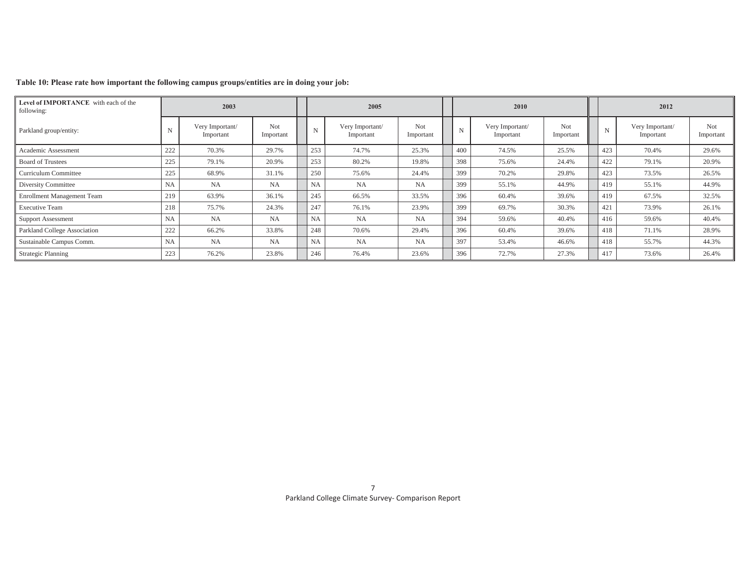**Table 10: Please rate how important the following campus groups/entities are in doing your job:**

| **Level of IMPORTANCE** with each of the following: | 2003 | | | 2005 | | | 2010 | | | 2012 | | |
|---|---|---|---|---|---|---|---|---|---|---|---|---|
| Parkland group/entity: | N | Very Important/ Important | Not Important | N | Very Important/ Important | Not Important | N | Very Important/ Important | Not Important | N | Very Important/ Important | Not Important |
| Academic Assessment | 222 | 70.3% | 29.7% | 253 | 74.7% | 25.3% | 400 | 74.5% | 25.5% | 423 | 70.4% | 29.6% |
| Board of Trustees | 225 | 79.1% | 20.9% | 253 | 80.2% | 19.8% | 398 | 75.6% | 24.4% | 422 | 79.1% | 20.9% |
| Curriculum Committee | 225 | 68.9% | 31.1% | 250 | 75.6% | 24.4% | 399 | 70.2% | 29.8% | 423 | 73.5% | 26.5% |
| Diversity Committee | NA | NA | NA | NA | NA | NA | 399 | 55.1% | 44.9% | 419 | 55.1% | 44.9% |
| Enrollment Management Team | 219 | 63.9% | 36.1% | 245 | 66.5% | 33.5% | 396 | 60.4% | 39.6% | 419 | 67.5% | 32.5% |
| Executive Team | 218 | 75.7% | 24.3% | 247 | 76.1% | 23.9% | 399 | 69.7% | 30.3% | 421 | 73.9% | 26.1% |
| Support Assessment | NA | NA | NA | NA | NA | NA | 394 | 59.6% | 40.4% | 416 | 59.6% | 40.4% |
| Parkland College Association | 222 | 66.2% | 33.8% | 248 | 70.6% | 29.4% | 396 | 60.4% | 39.6% | 418 | 71.1% | 28.9% |
| Sustainable Campus Comm. | NA | NA | NA | NA | NA | NA | 397 | 53.4% | 46.6% | 418 | 55.7% | 44.3% |
| Strategic Planning | 223 | 76.2% | 23.8% | 246 | 76.4% | 23.6% | 396 | 72.7% | 27.3% | 417 | 73.6% | 26.4% |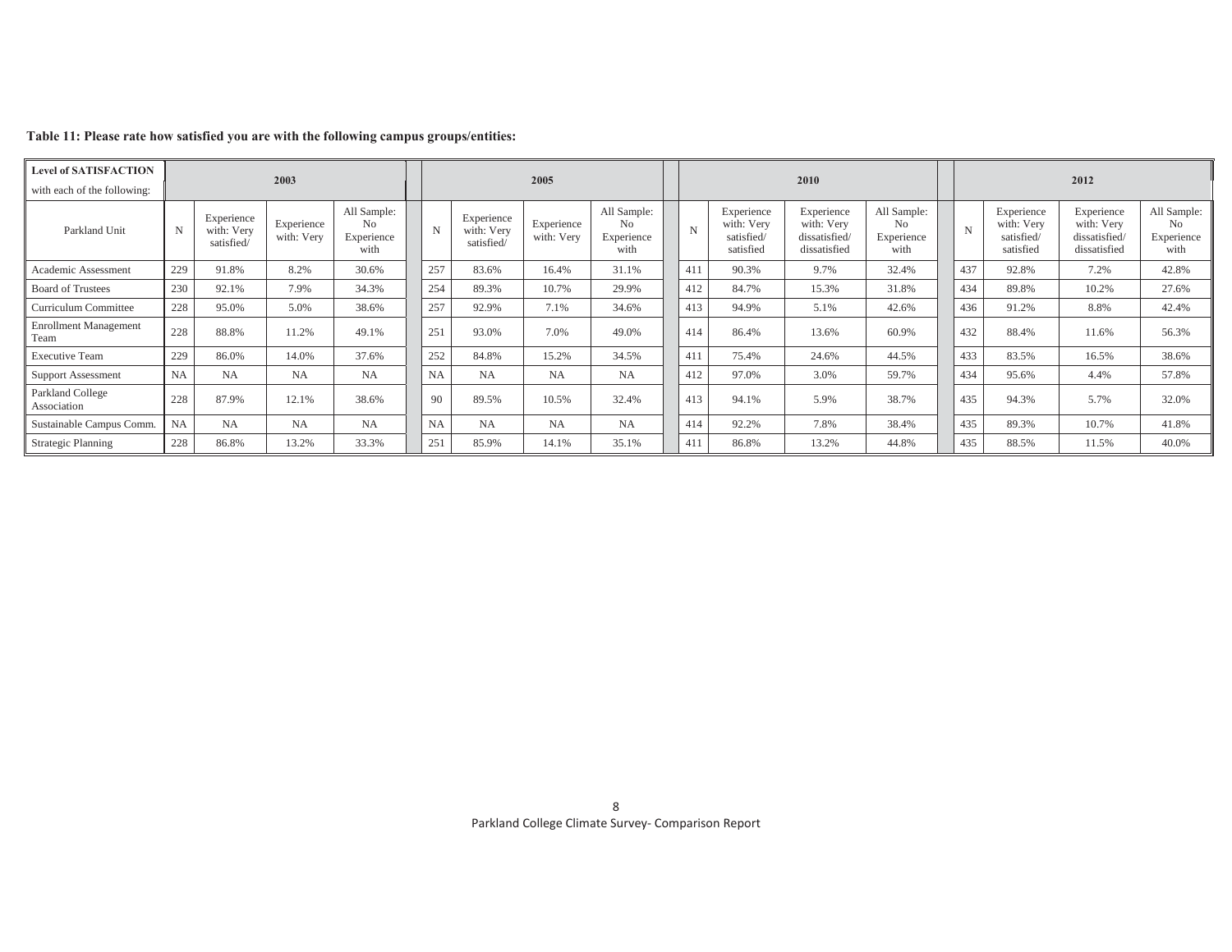**Table 11: Please rate how satisfied you are with the following campus groups/entities:**

| Level of SATISFACTION with each of the following: | 2003 | | | | 2005 | | | | 2010 | | | | 2012 | | | |
|---|---|---|---|---|---|---|---|---|---|---|---|---|---|---|---|---|
| Parkland Unit | N | Experience with: Very satisfied/ | Experience with: Very | All Sample: No Experience with | N | Experience with: Very satisfied/ | Experience with: Very | All Sample: No Experience with | N | Experience with: Very satisfied/ satisfied | Experience with: Very dissatisfied/ dissatisfied | All Sample: No Experience with | N | Experience with: Very satisfied/ satisfied | Experience with: Very dissatisfied/ dissatisfied | All Sample: No Experience with |
| Academic Assessment | 229 | 91.8% | 8.2% | 30.6% | 257 | 83.6% | 16.4% | 31.1% | 411 | 90.3% | 9.7% | 32.4% | 437 | 92.8% | 7.2% | 42.8% |
| Board of Trustees | 230 | 92.1% | 7.9% | 34.3% | 254 | 89.3% | 10.7% | 29.9% | 412 | 84.7% | 15.3% | 31.8% | 434 | 89.8% | 10.2% | 27.6% |
| Curriculum Committee | 228 | 95.0% | 5.0% | 38.6% | 257 | 92.9% | 7.1% | 34.6% | 413 | 94.9% | 5.1% | 42.6% | 436 | 91.2% | 8.8% | 42.4% |
| Enrollment Management Team | 228 | 88.8% | 11.2% | 49.1% | 251 | 93.0% | 7.0% | 49.0% | 414 | 86.4% | 13.6% | 60.9% | 432 | 88.4% | 11.6% | 56.3% |
| Executive Team | 229 | 86.0% | 14.0% | 37.6% | 252 | 84.8% | 15.2% | 34.5% | 411 | 75.4% | 24.6% | 44.5% | 433 | 83.5% | 16.5% | 38.6% |
| Support Assessment | NA | NA | NA | NA | NA | NA | NA | NA | 412 | 97.0% | 3.0% | 59.7% | 434 | 95.6% | 4.4% | 57.8% |
| Parkland College Association | 228 | 87.9% | 12.1% | 38.6% | 90 | 89.5% | 10.5% | 32.4% | 413 | 94.1% | 5.9% | 38.7% | 435 | 94.3% | 5.7% | 32.0% |
| Sustainable Campus Comm. | NA | NA | NA | NA | NA | NA | NA | NA | 414 | 92.2% | 7.8% | 38.4% | 435 | 89.3% | 10.7% | 41.8% |
| Strategic Planning | 228 | 86.8% | 13.2% | 33.3% | 251 | 85.9% | 14.1% | 35.1% | 411 | 86.8% | 13.2% | 44.8% | 435 | 88.5% | 11.5% | 40.0% |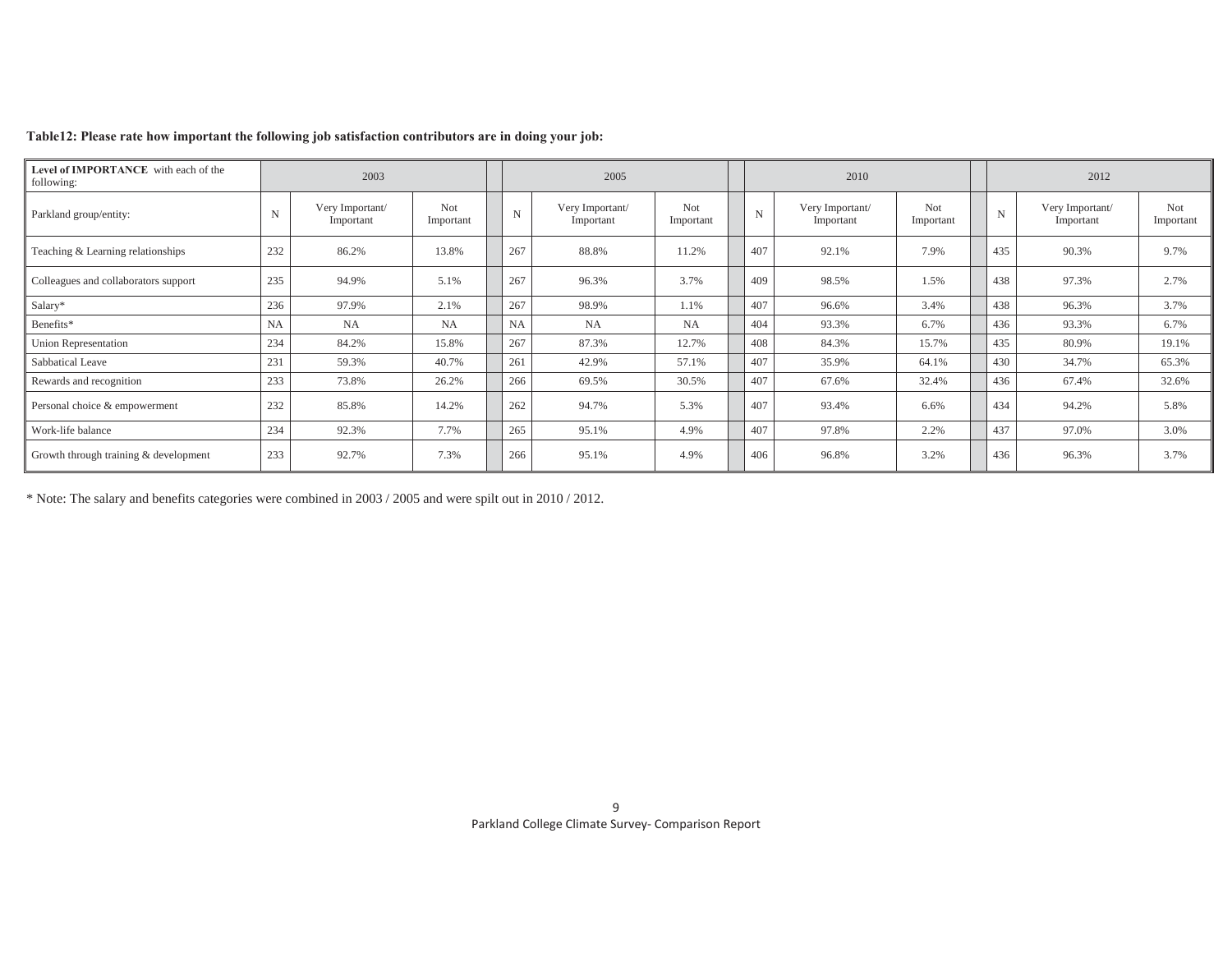**Table12: Please rate how important the following job satisfaction contributors are in doing your job:**

| **Level of IMPORTANCE** with each of the following: | 2003 | | | 2005 | | | 2010 | | | 2012 | | |
|---|---|---|---|---|---|---|---|---|---|---|---|---|
| Parkland group/entity: | N | Very Important/ Important | Not Important | N | Very Important/ Important | Not Important | N | Very Important/ Important | Not Important | N | Very Important/ Important | Not Important |
| Teaching & Learning relationships | 232 | 86.2% | 13.8% | 267 | 88.8% | 11.2% | 407 | 92.1% | 7.9% | 435 | 90.3% | 9.7% |
| Colleagues and collaborators support | 235 | 94.9% | 5.1% | 267 | 96.3% | 3.7% | 409 | 98.5% | 1.5% | 438 | 97.3% | 2.7% |
| Salary* | 236 | 97.9% | 2.1% | 267 | 98.9% | 1.1% | 407 | 96.6% | 3.4% | 438 | 96.3% | 3.7% |
| Benefits* | NA | NA | NA | NA | NA | NA | 404 | 93.3% | 6.7% | 436 | 93.3% | 6.7% |
| Union Representation | 234 | 84.2% | 15.8% | 267 | 87.3% | 12.7% | 408 | 84.3% | 15.7% | 435 | 80.9% | 19.1% |
| Sabbatical Leave | 231 | 59.3% | 40.7% | 261 | 42.9% | 57.1% | 407 | 35.9% | 64.1% | 430 | 34.7% | 65.3% |
| Rewards and recognition | 233 | 73.8% | 26.2% | 266 | 69.5% | 30.5% | 407 | 67.6% | 32.4% | 436 | 67.4% | 32.6% |
| Personal choice & empowerment | 232 | 85.8% | 14.2% | 262 | 94.7% | 5.3% | 407 | 93.4% | 6.6% | 434 | 94.2% | 5.8% |
| Work-life balance | 234 | 92.3% | 7.7% | 265 | 95.1% | 4.9% | 407 | 97.8% | 2.2% | 437 | 97.0% | 3.0% |
| Growth through training & development | 233 | 92.7% | 7.3% | 266 | 95.1% | 4.9% | 406 | 96.8% | 3.2% | 436 | 96.3% | 3.7% |

* Note: The salary and benefits categories were combined in 2003 / 2005 and were spilt out in 2010 / 2012.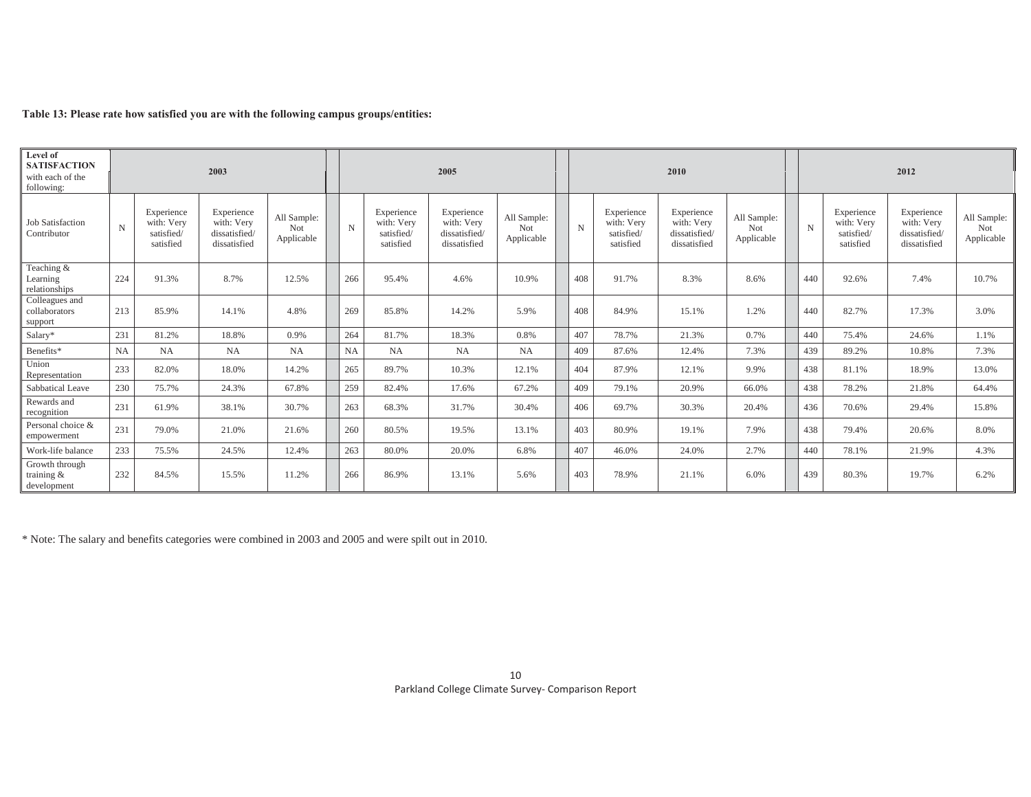**Table 13: Please rate how satisfied you are with the following campus groups/entities:**

| Level of SATISFACTION with each of the following: | 2003 | | | | 2005 | | | | 2010 | | | | 2012 | | | |
|---|---|---|---|---|---|---|---|---|---|---|---|---|---|---|---|---|
| Job Satisfaction Contributor | N | Experience with: Very satisfied/ satisfied | Experience with: Very dissatisfied/ dissatisfied | All Sample: Not Applicable | N | Experience with: Very satisfied/ satisfied | Experience with: Very dissatisfied/ dissatisfied | All Sample: Not Applicable | N | Experience with: Very satisfied/ satisfied | Experience with: Very dissatisfied/ dissatisfied | All Sample: Not Applicable | N | Experience with: Very satisfied/ satisfied | Experience with: Very dissatisfied/ dissatisfied | All Sample: Not Applicable |
| Teaching & Learning relationships | 224 | 91.3% | 8.7% | 12.5% | 266 | 95.4% | 4.6% | 10.9% | 408 | 91.7% | 8.3% | 8.6% | 440 | 92.6% | 7.4% | 10.7% |
| Colleagues and collaborators support | 213 | 85.9% | 14.1% | 4.8% | 269 | 85.8% | 14.2% | 5.9% | 408 | 84.9% | 15.1% | 1.2% | 440 | 82.7% | 17.3% | 3.0% |
| Salary* | 231 | 81.2% | 18.8% | 0.9% | 264 | 81.7% | 18.3% | 0.8% | 407 | 78.7% | 21.3% | 0.7% | 440 | 75.4% | 24.6% | 1.1% |
| Benefits* | NA | NA | NA | NA | NA | NA | NA | NA | 409 | 87.6% | 12.4% | 7.3% | 439 | 89.2% | 10.8% | 7.3% |
| Union Representation | 233 | 82.0% | 18.0% | 14.2% | 265 | 89.7% | 10.3% | 12.1% | 404 | 87.9% | 12.1% | 9.9% | 438 | 81.1% | 18.9% | 13.0% |
| Sabbatical Leave | 230 | 75.7% | 24.3% | 67.8% | 259 | 82.4% | 17.6% | 67.2% | 409 | 79.1% | 20.9% | 66.0% | 438 | 78.2% | 21.8% | 64.4% |
| Rewards and recognition | 231 | 61.9% | 38.1% | 30.7% | 263 | 68.3% | 31.7% | 30.4% | 406 | 69.7% | 30.3% | 20.4% | 436 | 70.6% | 29.4% | 15.8% |
| Personal choice & empowerment | 231 | 79.0% | 21.0% | 21.6% | 260 | 80.5% | 19.5% | 13.1% | 403 | 80.9% | 19.1% | 7.9% | 438 | 79.4% | 20.6% | 8.0% |
| Work-life balance | 233 | 75.5% | 24.5% | 12.4% | 263 | 80.0% | 20.0% | 6.8% | 407 | 46.0% | 24.0% | 2.7% | 440 | 78.1% | 21.9% | 4.3% |
| Growth through training & development | 232 | 84.5% | 15.5% | 11.2% | 266 | 86.9% | 13.1% | 5.6% | 403 | 78.9% | 21.1% | 6.0% | 439 | 80.3% | 19.7% | 6.2% |

* Note: The salary and benefits categories were combined in 2003 and 2005 and were spilt out in 2010.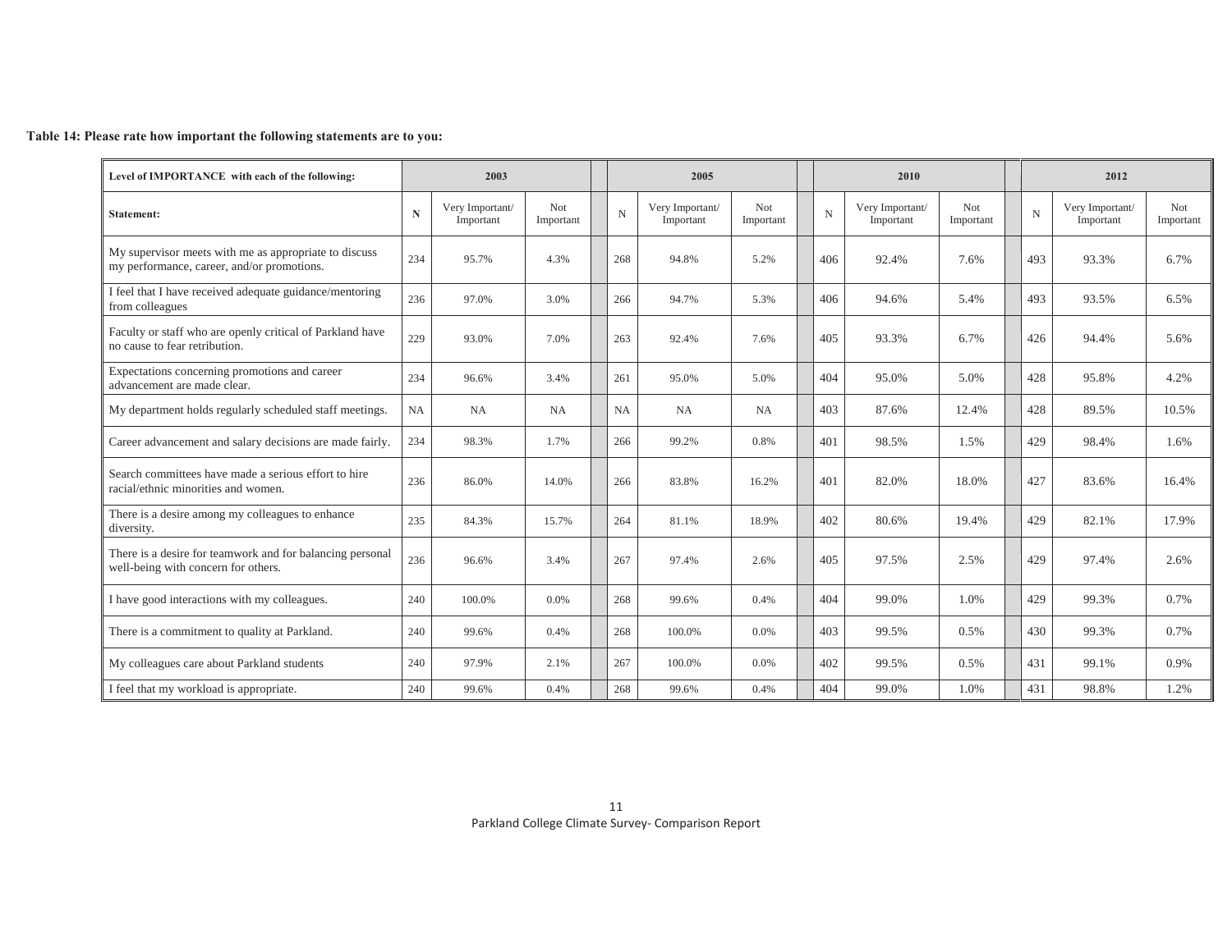**Table 14: Please rate how important the following statements are to you:**

| Level of IMPORTANCE with each of the following: | 2003 | | | 2005 | | | 2010 | | | 2012 | | |
|---|---|---|---|---|---|---|---|---|---|---|---|---|
| **Statement:** | N | Very Important/ Important | Not Important | N | Very Important/ Important | Not Important | N | Very Important/ Important | Not Important | N | Very Important/ Important | Not Important |
| My supervisor meets with me as appropriate to discuss my performance, career, and/or promotions. | 234 | 95.7% | 4.3% | 268 | 94.8% | 5.2% | 406 | 92.4% | 7.6% | 493 | 93.3% | 6.7% |
| I feel that I have received adequate guidance/mentoring from colleagues | 236 | 97.0% | 3.0% | 266 | 94.7% | 5.3% | 406 | 94.6% | 5.4% | 493 | 93.5% | 6.5% |
| Faculty or staff who are openly critical of Parkland have no cause to fear retribution. | 229 | 93.0% | 7.0% | 263 | 92.4% | 7.6% | 405 | 93.3% | 6.7% | 426 | 94.4% | 5.6% |
| Expectations concerning promotions and career advancement are made clear. | 234 | 96.6% | 3.4% | 261 | 95.0% | 5.0% | 404 | 95.0% | 5.0% | 428 | 95.8% | 4.2% |
| My department holds regularly scheduled staff meetings. | NA | NA | NA | NA | NA | NA | 403 | 87.6% | 12.4% | 428 | 89.5% | 10.5% |
| Career advancement and salary decisions are made fairly. | 234 | 98.3% | 1.7% | 266 | 99.2% | 0.8% | 401 | 98.5% | 1.5% | 429 | 98.4% | 1.6% |
| Search committees have made a serious effort to hire racial/ethnic minorities and women. | 236 | 86.0% | 14.0% | 266 | 83.8% | 16.2% | 401 | 82.0% | 18.0% | 427 | 83.6% | 16.4% |
| There is a desire among my colleagues to enhance diversity. | 235 | 84.3% | 15.7% | 264 | 81.1% | 18.9% | 402 | 80.6% | 19.4% | 429 | 82.1% | 17.9% |
| There is a desire for teamwork and for balancing personal well-being with concern for others. | 236 | 96.6% | 3.4% | 267 | 97.4% | 2.6% | 405 | 97.5% | 2.5% | 429 | 97.4% | 2.6% |
| I have good interactions with my colleagues. | 240 | 100.0% | 0.0% | 268 | 99.6% | 0.4% | 404 | 99.0% | 1.0% | 429 | 99.3% | 0.7% |
| There is a commitment to quality at Parkland. | 240 | 99.6% | 0.4% | 268 | 100.0% | 0.0% | 403 | 99.5% | 0.5% | 430 | 99.3% | 0.7% |
| My colleagues care about Parkland students | 240 | 97.9% | 2.1% | 267 | 100.0% | 0.0% | 402 | 99.5% | 0.5% | 431 | 99.1% | 0.9% |
| I feel that my workload is appropriate. | 240 | 99.6% | 0.4% | 268 | 99.6% | 0.4% | 404 | 99.0% | 1.0% | 431 | 98.8% | 1.2% |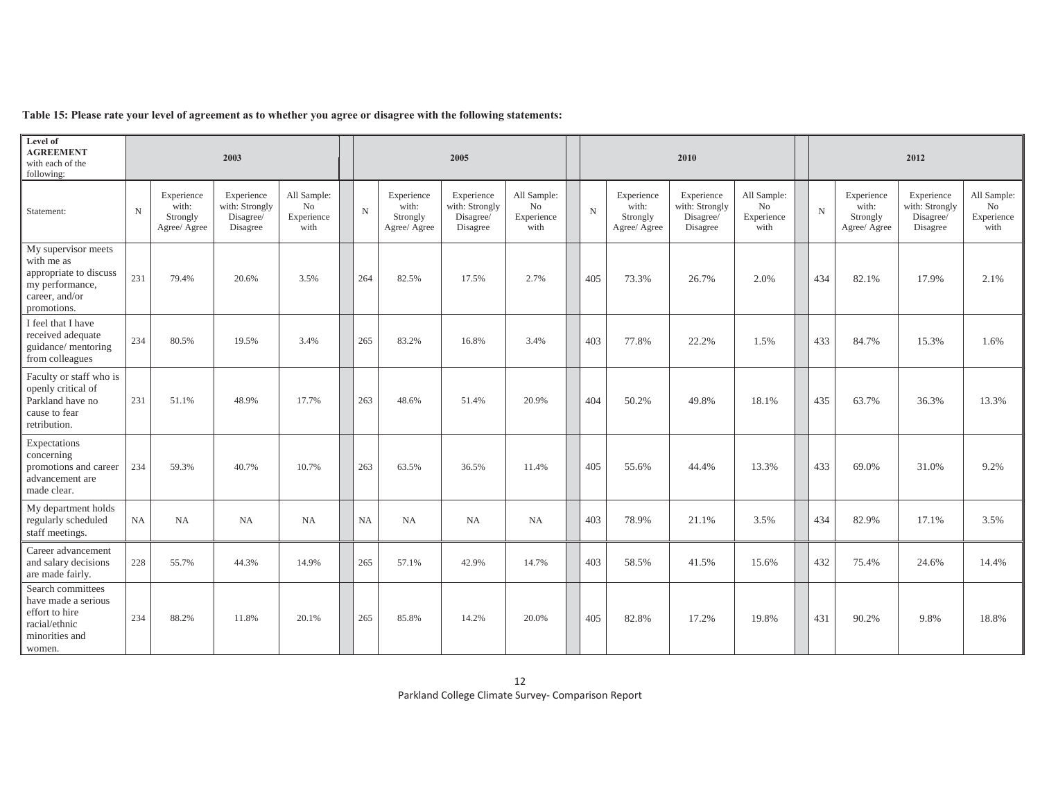**Table 15: Please rate your level of agreement as to whether you agree or disagree with the following statements:**

| Level of AGREEMENT with each of the following: | 2003 | | | | 2005 | | | | 2010 | | | | 2012 | | | |
|---|---|---|---|---|---|---|---|---|---|---|---|---|---|---|---|---|
| Statement: | N | Experience with: Strongly Agree/ Agree | Experience with: Strongly Disagree/ Disagree | All Sample: No Experience with | N | Experience with: Strongly Agree/ Agree | Experience with: Strongly Disagree/ Disagree | All Sample: No Experience with | N | Experience with: Strongly Agree/ Agree | Experience with: Strongly Disagree/ Disagree | All Sample: No Experience with | N | Experience with: Strongly Agree/ Agree | Experience with: Strongly Disagree/ Disagree | All Sample: No Experience with |
| My supervisor meets with me as appropriate to discuss my performance, career, and/or promotions. | 231 | 79.4% | 20.6% | 3.5% | 264 | 82.5% | 17.5% | 2.7% | 405 | 73.3% | 26.7% | 2.0% | 434 | 82.1% | 17.9% | 2.1% |
| I feel that I have received adequate guidance/ mentoring from colleagues | 234 | 80.5% | 19.5% | 3.4% | 265 | 83.2% | 16.8% | 3.4% | 403 | 77.8% | 22.2% | 1.5% | 433 | 84.7% | 15.3% | 1.6% |
| Faculty or staff who is openly critical of Parkland have no cause to fear retribution. | 231 | 51.1% | 48.9% | 17.7% | 263 | 48.6% | 51.4% | 20.9% | 404 | 50.2% | 49.8% | 18.1% | 435 | 63.7% | 36.3% | 13.3% |
| Expectations concerning promotions and career advancement are made clear. | 234 | 59.3% | 40.7% | 10.7% | 263 | 63.5% | 36.5% | 11.4% | 405 | 55.6% | 44.4% | 13.3% | 433 | 69.0% | 31.0% | 9.2% |
| My department holds regularly scheduled staff meetings. | NA | NA | NA | NA | NA | NA | NA | NA | 403 | 78.9% | 21.1% | 3.5% | 434 | 82.9% | 17.1% | 3.5% |
| Career advancement and salary decisions are made fairly. | 228 | 55.7% | 44.3% | 14.9% | 265 | 57.1% | 42.9% | 14.7% | 403 | 58.5% | 41.5% | 15.6% | 432 | 75.4% | 24.6% | 14.4% |
| Search committees have made a serious effort to hire racial/ethnic minorities and women. | 234 | 88.2% | 11.8% | 20.1% | 265 | 85.8% | 14.2% | 20.0% | 405 | 82.8% | 17.2% | 19.8% | 431 | 90.2% | 9.8% | 18.8% |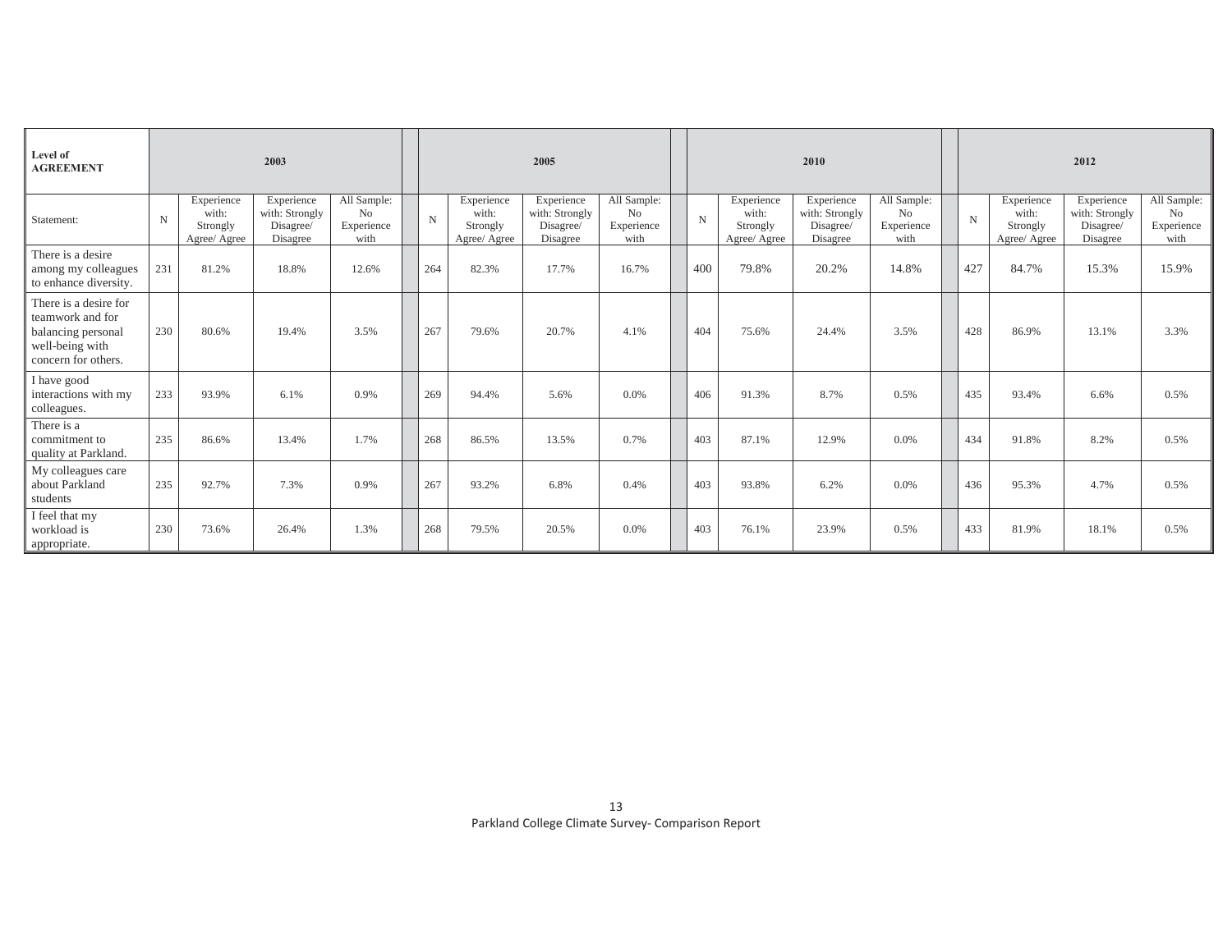| Level of AGREEMENT | 2003 | | | | 2005 | | | | 2010 | | | | 2012 | | | |
|---|---|---|---|---|---|---|---|---|---|---|---|---|---|---|---|---|
| Statement: | N | Experience with: Strongly Agree/ Agree | Experience with: Strongly Disagree/ Disagree | All Sample: No Experience with | N | Experience with: Strongly Agree/ Agree | Experience with: Strongly Disagree/ Disagree | All Sample: No Experience with | N | Experience with: Strongly Agree/ Agree | Experience with: Strongly Disagree/ Disagree | All Sample: No Experience with | N | Experience with: Strongly Agree/ Agree | Experience with: Strongly Disagree/ Disagree | All Sample: No Experience with |
| There is a desire among my colleagues to enhance diversity. | 231 | 81.2% | 18.8% | 12.6% | 264 | 82.3% | 17.7% | 16.7% | 400 | 79.8% | 20.2% | 14.8% | 427 | 84.7% | 15.3% | 15.9% |
| There is a desire for teamwork and for balancing personal well-being with concern for others. | 230 | 80.6% | 19.4% | 3.5% | 267 | 79.6% | 20.7% | 4.1% | 404 | 75.6% | 24.4% | 3.5% | 428 | 86.9% | 13.1% | 3.3% |
| I have good interactions with my colleagues. | 233 | 93.9% | 6.1% | 0.9% | 269 | 94.4% | 5.6% | 0.0% | 406 | 91.3% | 8.7% | 0.5% | 435 | 93.4% | 6.6% | 0.5% |
| There is a commitment to quality at Parkland. | 235 | 86.6% | 13.4% | 1.7% | 268 | 86.5% | 13.5% | 0.7% | 403 | 87.1% | 12.9% | 0.0% | 434 | 91.8% | 8.2% | 0.5% |
| My colleagues care about Parkland students | 235 | 92.7% | 7.3% | 0.9% | 267 | 93.2% | 6.8% | 0.4% | 403 | 93.8% | 6.2% | 0.0% | 436 | 95.3% | 4.7% | 0.5% |
| I feel that my workload is appropriate. | 230 | 73.6% | 26.4% | 1.3% | 268 | 79.5% | 20.5% | 0.0% | 403 | 76.1% | 23.9% | 0.5% | 433 | 81.9% | 18.1% | 0.5% |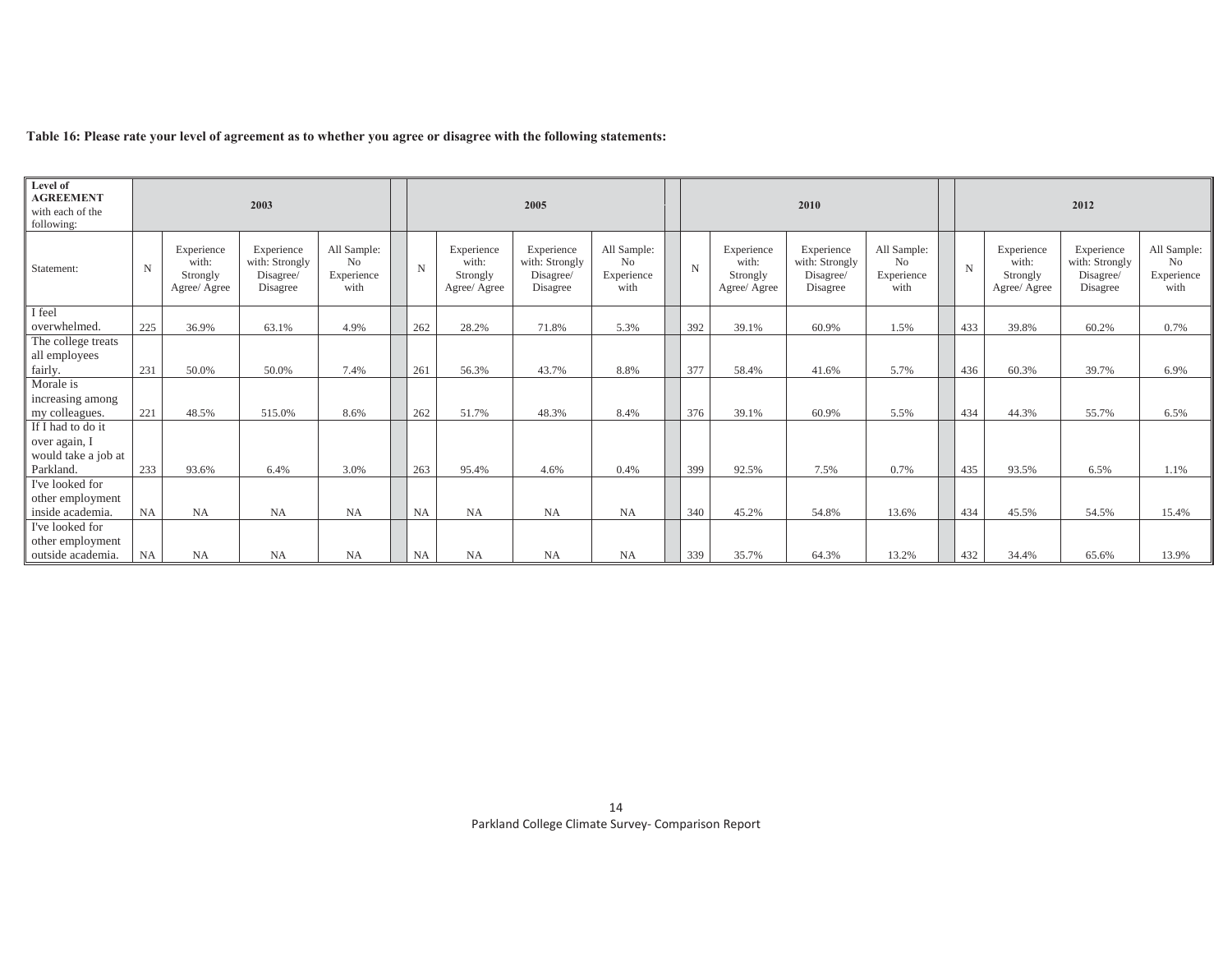**Table 16: Please rate your level of agreement as to whether you agree or disagree with the following statements:**

| Level of AGREEMENT with each of the following: | 2003 | | | | 2005 | | | | 2010 | | | | 2012 | | | |
|---|---|---|---|---|---|---|---|---|---|---|---|---|---|---|---|---|
| Statement: | N | Experience with: Strongly Agree/ Agree | Experience with: Strongly Disagree/ Disagree | All Sample: No Experience with | N | Experience with: Strongly Agree/ Agree | Experience with: Strongly Disagree/ Disagree | All Sample: No Experience with | N | Experience with: Strongly Agree/ Agree | Experience with: Strongly Disagree/ Disagree | All Sample: No Experience with | N | Experience with: Strongly Agree/ Agree | Experience with: Strongly Disagree/ Disagree | All Sample: No Experience with |
| I feel overwhelmed. | 225 | 36.9% | 63.1% | 4.9% | 262 | 28.2% | 71.8% | 5.3% | 392 | 39.1% | 60.9% | 1.5% | 433 | 39.8% | 60.2% | 0.7% |
| The college treats all employees fairly. | 231 | 50.0% | 50.0% | 7.4% | 261 | 56.3% | 43.7% | 8.8% | 377 | 58.4% | 41.6% | 5.7% | 436 | 60.3% | 39.7% | 6.9% |
| Morale is increasing among my colleagues. | 221 | 48.5% | 515.0% | 8.6% | 262 | 51.7% | 48.3% | 8.4% | 376 | 39.1% | 60.9% | 5.5% | 434 | 44.3% | 55.7% | 6.5% |
| If I had to do it over again, I would take a job at Parkland. | 233 | 93.6% | 6.4% | 3.0% | 263 | 95.4% | 4.6% | 0.4% | 399 | 92.5% | 7.5% | 0.7% | 435 | 93.5% | 6.5% | 1.1% |
| I've looked for other employment inside academia. | NA | NA | NA | NA | NA | NA | NA | NA | 340 | 45.2% | 54.8% | 13.6% | 434 | 45.5% | 54.5% | 15.4% |
| I've looked for other employment outside academia. | NA | NA | NA | NA | NA | NA | NA | NA | 339 | 35.7% | 64.3% | 13.2% | 432 | 34.4% | 65.6% | 13.9% |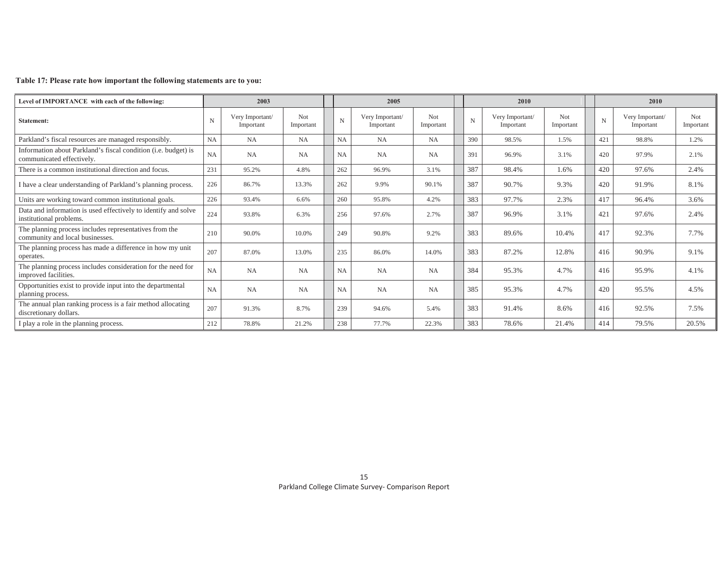**Table 17: Please rate how important the following statements are to you:**

| Level of IMPORTANCE with each of the following: | 2003 | | | 2005 | | | 2010 | | | 2010 | | |
|---|---|---|---|---|---|---|---|---|---|---|---|---|
| Statement: | N | Very Important/ Important | Not Important | N | Very Important/ Important | Not Important | N | Very Important/ Important | Not Important | N | Very Important/ Important | Not Important |
| Parkland's fiscal resources are managed responsibly. | NA | NA | NA | NA | NA | NA | 390 | 98.5% | 1.5% | 421 | 98.8% | 1.2% |
| Information about Parkland's fiscal condition (i.e. budget) is communicated effectively. | NA | NA | NA | NA | NA | NA | 391 | 96.9% | 3.1% | 420 | 97.9% | 2.1% |
| There is a common institutional direction and focus. | 231 | 95.2% | 4.8% | 262 | 96.9% | 3.1% | 387 | 98.4% | 1.6% | 420 | 97.6% | 2.4% |
| I have a clear understanding of Parkland's planning process. | 226 | 86.7% | 13.3% | 262 | 9.9% | 90.1% | 387 | 90.7% | 9.3% | 420 | 91.9% | 8.1% |
| Units are working toward common institutional goals. | 226 | 93.4% | 6.6% | 260 | 95.8% | 4.2% | 383 | 97.7% | 2.3% | 417 | 96.4% | 3.6% |
| Data and information is used effectively to identify and solve institutional problems. | 224 | 93.8% | 6.3% | 256 | 97.6% | 2.7% | 387 | 96.9% | 3.1% | 421 | 97.6% | 2.4% |
| The planning process includes representatives from the community and local businesses. | 210 | 90.0% | 10.0% | 249 | 90.8% | 9.2% | 383 | 89.6% | 10.4% | 417 | 92.3% | 7.7% |
| The planning process has made a difference in how my unit operates. | 207 | 87.0% | 13.0% | 235 | 86.0% | 14.0% | 383 | 87.2% | 12.8% | 416 | 90.9% | 9.1% |
| The planning process includes consideration for the need for improved facilities. | NA | NA | NA | NA | NA | NA | 384 | 95.3% | 4.7% | 416 | 95.9% | 4.1% |
| Opportunities exist to provide input into the departmental planning process. | NA | NA | NA | NA | NA | NA | 385 | 95.3% | 4.7% | 420 | 95.5% | 4.5% |
| The annual plan ranking process is a fair method allocating discretionary dollars. | 207 | 91.3% | 8.7% | 239 | 94.6% | 5.4% | 383 | 91.4% | 8.6% | 416 | 92.5% | 7.5% |
| I play a role in the planning process. | 212 | 78.8% | 21.2% | 238 | 77.7% | 22.3% | 383 | 78.6% | 21.4% | 414 | 79.5% | 20.5% |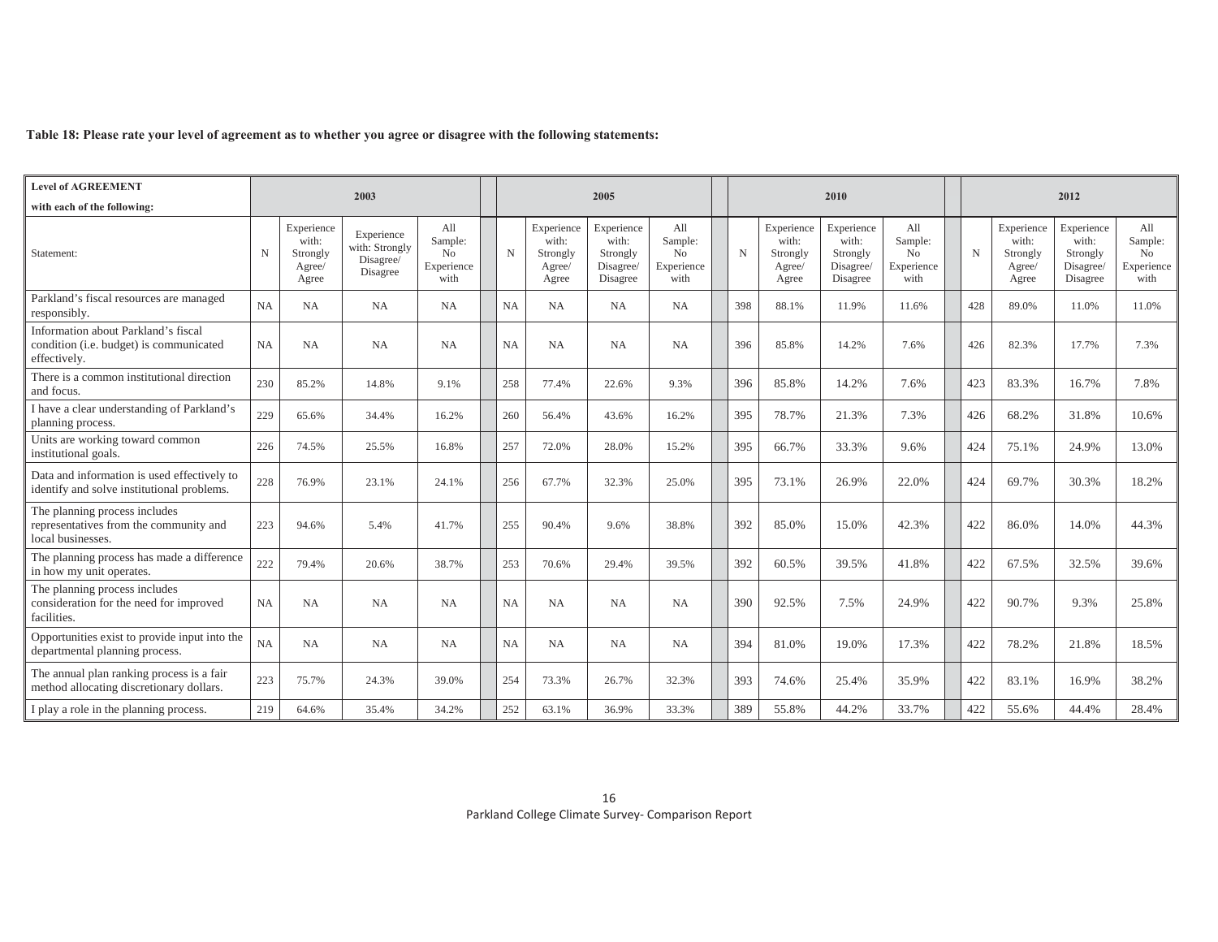**Table 18: Please rate your level of agreement as to whether you agree or disagree with the following statements:**

| Level of AGREEMENT with each of the following: | 2003 | | | | 2005 | | | | 2010 | | | | 2012 | | | |
|---|---|---|---|---|---|---|---|---|---|---|---|---|---|---|---|---|
| Statement: | N | Experience with: Strongly Agree/ Agree | Experience with: Strongly Disagree/ Disagree | All Sample: No Experience with | N | Experience with: Strongly Agree/ Agree | Experience with: Strongly Disagree/ Disagree | All Sample: No Experience with | N | Experience with: Strongly Agree/ Agree | Experience with: Strongly Disagree/ Disagree | All Sample: No Experience with | N | Experience with: Strongly Agree/ Agree | Experience with: Strongly Disagree/ Disagree | All Sample: No Experience with |
| Parkland's fiscal resources are managed responsibly. | NA | NA | NA | NA | NA | NA | NA | NA | 398 | 88.1% | 11.9% | 11.6% | 428 | 89.0% | 11.0% | 11.0% |
| Information about Parkland's fiscal condition (i.e. budget) is communicated effectively. | NA | NA | NA | NA | NA | NA | NA | NA | 396 | 85.8% | 14.2% | 7.6% | 426 | 82.3% | 17.7% | 7.3% |
| There is a common institutional direction and focus. | 230 | 85.2% | 14.8% | 9.1% | 258 | 77.4% | 22.6% | 9.3% | 396 | 85.8% | 14.2% | 7.6% | 423 | 83.3% | 16.7% | 7.8% |
| I have a clear understanding of Parkland's planning process. | 229 | 65.6% | 34.4% | 16.2% | 260 | 56.4% | 43.6% | 16.2% | 395 | 78.7% | 21.3% | 7.3% | 426 | 68.2% | 31.8% | 10.6% |
| Units are working toward common institutional goals. | 226 | 74.5% | 25.5% | 16.8% | 257 | 72.0% | 28.0% | 15.2% | 395 | 66.7% | 33.3% | 9.6% | 424 | 75.1% | 24.9% | 13.0% |
| Data and information is used effectively to identify and solve institutional problems. | 228 | 76.9% | 23.1% | 24.1% | 256 | 67.7% | 32.3% | 25.0% | 395 | 73.1% | 26.9% | 22.0% | 424 | 69.7% | 30.3% | 18.2% |
| The planning process includes representatives from the community and local businesses. | 223 | 94.6% | 5.4% | 41.7% | 255 | 90.4% | 9.6% | 38.8% | 392 | 85.0% | 15.0% | 42.3% | 422 | 86.0% | 14.0% | 44.3% |
| The planning process has made a difference in how my unit operates. | 222 | 79.4% | 20.6% | 38.7% | 253 | 70.6% | 29.4% | 39.5% | 392 | 60.5% | 39.5% | 41.8% | 422 | 67.5% | 32.5% | 39.6% |
| The planning process includes consideration for the need for improved facilities. | NA | NA | NA | NA | NA | NA | NA | NA | 390 | 92.5% | 7.5% | 24.9% | 422 | 90.7% | 9.3% | 25.8% |
| Opportunities exist to provide input into the departmental planning process. | NA | NA | NA | NA | NA | NA | NA | NA | 394 | 81.0% | 19.0% | 17.3% | 422 | 78.2% | 21.8% | 18.5% |
| The annual plan ranking process is a fair method allocating discretionary dollars. | 223 | 75.7% | 24.3% | 39.0% | 254 | 73.3% | 26.7% | 32.3% | 393 | 74.6% | 25.4% | 35.9% | 422 | 83.1% | 16.9% | 38.2% |
| I play a role in the planning process. | 219 | 64.6% | 35.4% | 34.2% | 252 | 63.1% | 36.9% | 33.3% | 389 | 55.8% | 44.2% | 33.7% | 422 | 55.6% | 44.4% | 28.4% |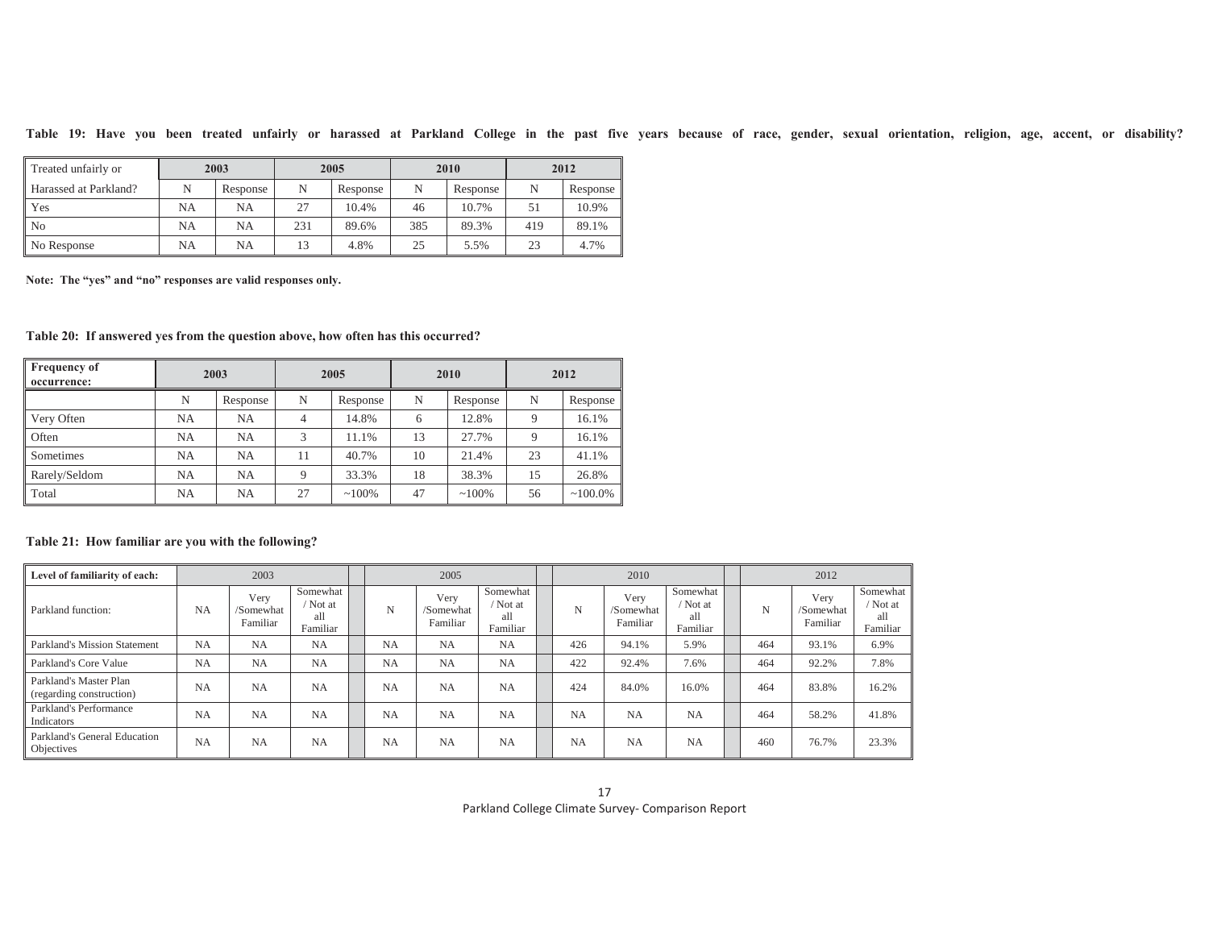**Table 19: Have you been treated unfairly or harassed at Parkland College in the past five years because of race, gender, sexual orientation, religion, age, accent, or disability?**

| Treated unfairly or | 2003 | | 2005 | | 2010 | | 2012 | |
|---|---|---|---|---|---|---|---|---|
| Harassed at Parkland? | N | Response | N | Response | N | Response | N | Response |
| Yes | NA | NA | 27 | 10.4% | 46 | 10.7% | 51 | 10.9% |
| No | NA | NA | 231 | 89.6% | 385 | 89.3% | 419 | 89.1% |
| No Response | NA | NA | 13 | 4.8% | 25 | 5.5% | 23 | 4.7% |

**Note: The "yes" and "no" responses are valid responses only.**

**Table 20: If answered yes from the question above, how often has this occurred?**

| Frequency of occurrence: | 2003 | | 2005 | | 2010 | | 2012 | |
|---|---|---|---|---|---|---|---|---|
| | N | Response | N | Response | N | Response | N | Response |
| Very Often | NA | NA | 4 | 14.8% | 6 | 12.8% | 9 | 16.1% |
| Often | NA | NA | 3 | 11.1% | 13 | 27.7% | 9 | 16.1% |
| Sometimes | NA | NA | 11 | 40.7% | 10 | 21.4% | 23 | 41.1% |
| Rarely/Seldom | NA | NA | 9 | 33.3% | 18 | 38.3% | 15 | 26.8% |
| Total | NA | NA | 27 | ~100% | 47 | ~100% | 56 | ~100.0% |

**Table 21: How familiar are you with the following?**

| Level of familiarity of each: | 2003 | | | 2005 | | | 2010 | | | 2012 | | |
|---|---|---|---|---|---|---|---|---|---|---|---|---|
| Parkland function: | NA | Very /Somewhat Familiar | Somewhat / Not at all Familiar | N | Very /Somewhat Familiar | Somewhat / Not at all Familiar | N | Very /Somewhat Familiar | Somewhat / Not at all Familiar | N | Very /Somewhat Familiar | Somewhat / Not at all Familiar |
| Parkland's Mission Statement | NA | NA | NA | NA | NA | NA | 426 | 94.1% | 5.9% | 464 | 93.1% | 6.9% |
| Parkland's Core Value | NA | NA | NA | NA | NA | NA | 422 | 92.4% | 7.6% | 464 | 92.2% | 7.8% |
| Parkland's Master Plan (regarding construction) | NA | NA | NA | NA | NA | NA | 424 | 84.0% | 16.0% | 464 | 83.8% | 16.2% |
| Parkland's Performance Indicators | NA | NA | NA | NA | NA | NA | NA | NA | NA | 464 | 58.2% | 41.8% |
| Parkland's General Education Objectives | NA | NA | NA | NA | NA | NA | NA | NA | NA | 460 | 76.7% | 23.3% |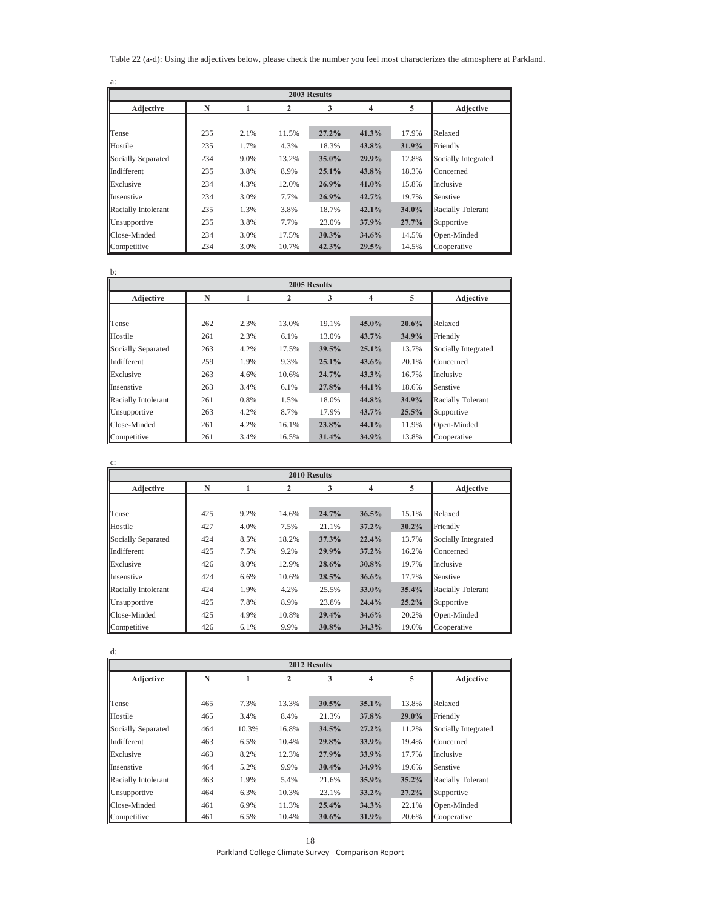Table 22 (a-d): Using the adjectives below, please check the number you feel most characterizes the atmosphere at Parkland.

a:

| 2003 Results | | | | | | | |
|---|---|---|---|---|---|---|---|
| Adjective | N | 1 | 2 | 3 | 4 | 5 | Adjective |
| Tense | 235 | 2.1% | 11.5% | **27.2%** | **41.3%** | 17.9% | Relaxed |
| Hostile | 235 | 1.7% | 4.3% | 18.3% | **43.8%** | **31.9%** | Friendly |
| Socially Separated | 234 | 9.0% | 13.2% | **35.0%** | **29.9%** | 12.8% | Socially Integrated |
| Indifferent | 235 | 3.8% | 8.9% | **25.1%** | **43.8%** | 18.3% | Concerned |
| Exclusive | 234 | 4.3% | 12.0% | **26.9%** | **41.0%** | 15.8% | Inclusive |
| Insenstive | 234 | 3.0% | 7.7% | **26.9%** | **42.7%** | 19.7% | Senstive |
| Racially Intolerant | 235 | 1.3% | 3.8% | 18.7% | **42.1%** | **34.0%** | Racially Tolerant |
| Unsupportive | 235 | 3.8% | 7.7% | 23.0% | **37.9%** | **27.7%** | Supportive |
| Close-Minded | 234 | 3.0% | 17.5% | **30.3%** | **34.6%** | 14.5% | Open-Minded |
| Competitive | 234 | 3.0% | 10.7% | **42.3%** | **29.5%** | 14.5% | Cooperative |

b:

| 2005 Results | | | | | | | |
|---|---|---|---|---|---|---|---|
| Adjective | N | 1 | 2 | 3 | 4 | 5 | Adjective |
| Tense | 262 | 2.3% | 13.0% | 19.1% | **45.0%** | **20.6%** | Relaxed |
| Hostile | 261 | 2.3% | 6.1% | 13.0% | **43.7%** | **34.9%** | Friendly |
| Socially Separated | 263 | 4.2% | 17.5% | **39.5%** | **25.1%** | 13.7% | Socially Integrated |
| Indifferent | 259 | 1.9% | 9.3% | **25.1%** | **43.6%** | 20.1% | Concerned |
| Exclusive | 263 | 4.6% | 10.6% | **24.7%** | **43.3%** | 16.7% | Inclusive |
| Insenstive | 263 | 3.4% | 6.1% | **27.8%** | **44.1%** | 18.6% | Senstive |
| Racially Intolerant | 261 | 0.8% | 1.5% | 18.0% | **44.8%** | **34.9%** | Racially Tolerant |
| Unsupportive | 263 | 4.2% | 8.7% | 17.9% | **43.7%** | **25.5%** | Supportive |
| Close-Minded | 261 | 4.2% | 16.1% | **23.8%** | **44.1%** | 11.9% | Open-Minded |
| Competitive | 261 | 3.4% | 16.5% | **31.4%** | **34.9%** | 13.8% | Cooperative |

c:

| 2010 Results | | | | | | | |
|---|---|---|---|---|---|---|---|
| Adjective | N | 1 | 2 | 3 | 4 | 5 | Adjective |
| Tense | 425 | 9.2% | 14.6% | **24.7%** | **36.5%** | 15.1% | Relaxed |
| Hostile | 427 | 4.0% | 7.5% | 21.1% | **37.2%** | **30.2%** | Friendly |
| Socially Separated | 424 | 8.5% | 18.2% | **37.3%** | **22.4%** | 13.7% | Socially Integrated |
| Indifferent | 425 | 7.5% | 9.2% | **29.9%** | **37.2%** | 16.2% | Concerned |
| Exclusive | 426 | 8.0% | 12.9% | **28.6%** | **30.8%** | 19.7% | Inclusive |
| Insenstive | 424 | 6.6% | 10.6% | **28.5%** | **36.6%** | 17.7% | Senstive |
| Racially Intolerant | 424 | 1.9% | 4.2% | 25.5% | **33.0%** | **35.4%** | Racially Tolerant |
| Unsupportive | 425 | 7.8% | 8.9% | 23.8% | **24.4%** | **25.2%** | Supportive |
| Close-Minded | 425 | 4.9% | 10.8% | **29.4%** | **34.6%** | 20.2% | Open-Minded |
| Competitive | 426 | 6.1% | 9.9% | **30.8%** | **34.3%** | 19.0% | Cooperative |

d:

| 2012 Results | | | | | | | |
|---|---|---|---|---|---|---|---|
| Adjective | N | 1 | 2 | 3 | 4 | 5 | Adjective |
| Tense | 465 | 7.3% | 13.3% | **30.5%** | **35.1%** | 13.8% | Relaxed |
| Hostile | 465 | 3.4% | 8.4% | 21.3% | **37.8%** | **29.0%** | Friendly |
| Socially Separated | 464 | 10.3% | 16.8% | **34.5%** | **27.2%** | 11.2% | Socially Integrated |
| Indifferent | 463 | 6.5% | 10.4% | **29.8%** | **33.9%** | 19.4% | Concerned |
| Exclusive | 463 | 8.2% | 12.3% | **27.9%** | **33.9%** | 17.7% | Inclusive |
| Insenstive | 464 | 5.2% | 9.9% | **30.4%** | **34.9%** | 19.6% | Senstive |
| Racially Intolerant | 463 | 1.9% | 5.4% | 21.6% | **35.9%** | **35.2%** | Racially Tolerant |
| Unsupportive | 464 | 6.3% | 10.3% | 23.1% | **33.2%** | **27.2%** | Supportive |
| Close-Minded | 461 | 6.9% | 11.3% | **25.4%** | **34.3%** | 22.1% | Open-Minded |
| Competitive | 461 | 6.5% | 10.4% | **30.6%** | **31.9%** | 20.6% | Cooperative |